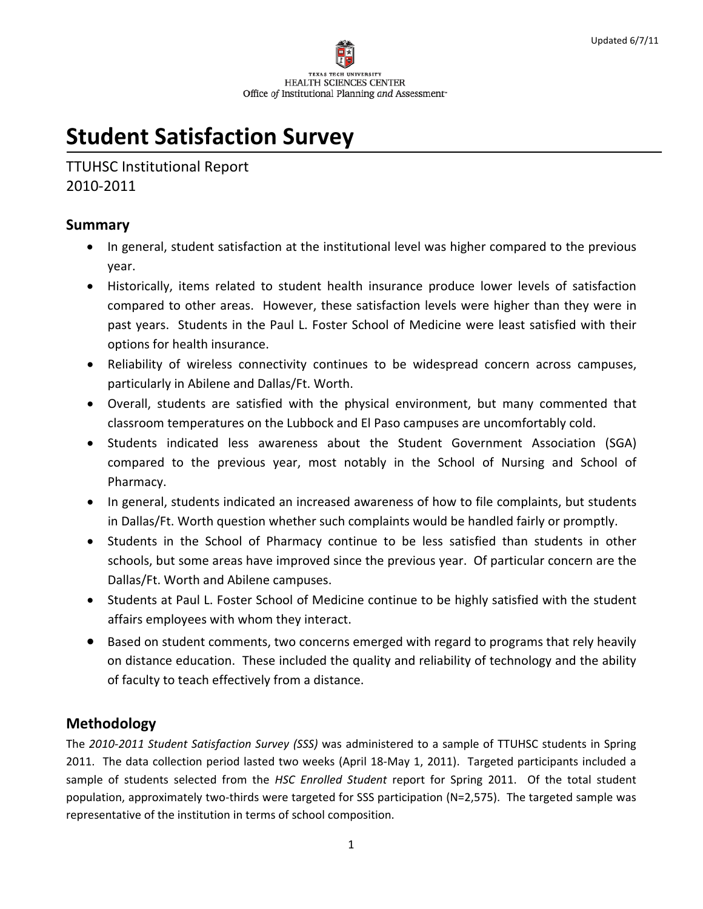Updated 6/7/11

TEXAS TECH UNIVERSITY
HEALTH SCIENCES CENTER
Office *of* Institutional Planning *and* Assessment

# Student Satisfaction Survey

TTUHSC Institutional Report
2010-2011

## Summary

- In general, student satisfaction at the institutional level was higher compared to the previous year.
- Historically, items related to student health insurance produce lower levels of satisfaction compared to other areas. However, these satisfaction levels were higher than they were in past years. Students in the Paul L. Foster School of Medicine were least satisfied with their options for health insurance.
- Reliability of wireless connectivity continues to be widespread concern across campuses, particularly in Abilene and Dallas/Ft. Worth.
- Overall, students are satisfied with the physical environment, but many commented that classroom temperatures on the Lubbock and El Paso campuses are uncomfortably cold.
- Students indicated less awareness about the Student Government Association (SGA) compared to the previous year, most notably in the School of Nursing and School of Pharmacy.
- In general, students indicated an increased awareness of how to file complaints, but students in Dallas/Ft. Worth question whether such complaints would be handled fairly or promptly.
- Students in the School of Pharmacy continue to be less satisfied than students in other schools, but some areas have improved since the previous year. Of particular concern are the Dallas/Ft. Worth and Abilene campuses.
- Students at Paul L. Foster School of Medicine continue to be highly satisfied with the student affairs employees with whom they interact.
- Based on student comments, two concerns emerged with regard to programs that rely heavily on distance education. These included the quality and reliability of technology and the ability of faculty to teach effectively from a distance.

## Methodology

The *2010-2011 Student Satisfaction Survey (SSS)* was administered to a sample of TTUHSC students in Spring 2011. The data collection period lasted two weeks (April 18-May 1, 2011). Targeted participants included a sample of students selected from the *HSC Enrolled Student* report for Spring 2011. Of the total student population, approximately two-thirds were targeted for SSS participation (N=2,575). The targeted sample was representative of the institution in terms of school composition.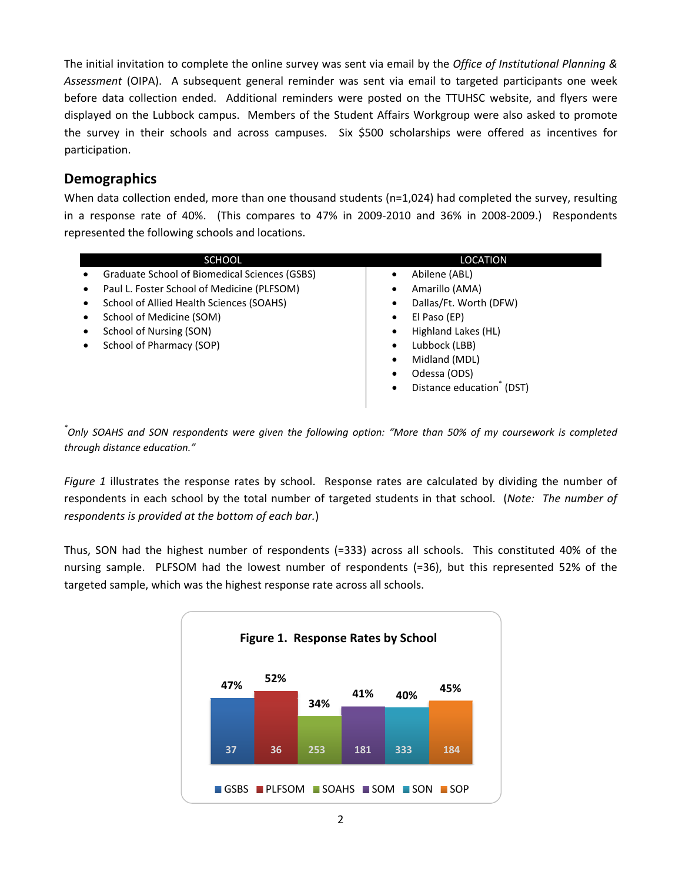The initial invitation to complete the online survey was sent via email by the *Office of Institutional Planning & Assessment* (OIPA). A subsequent general reminder was sent via email to targeted participants one week before data collection ended. Additional reminders were posted on the TTUHSC website, and flyers were displayed on the Lubbock campus. Members of the Student Affairs Workgroup were also asked to promote the survey in their schools and across campuses. Six $500 scholarships were offered as incentives for participation.

## Demographics

When data collection ended, more than one thousand students (n=1,024) had completed the survey, resulting in a response rate of 40%. (This compares to 47% in 2009-2010 and 36% in 2008-2009.) Respondents represented the following schools and locations.

| SCHOOL | LOCATION |
|---|---|
| • Graduate School of Biomedical Sciences (GSBS) | • Abilene (ABL) |
| • Paul L. Foster School of Medicine (PLFSOM) | • Amarillo (AMA) |
| • School of Allied Health Sciences (SOAHS) | • Dallas/Ft. Worth (DFW) |
| • School of Medicine (SOM) | • El Paso (EP) |
| • School of Nursing (SON) | • Highland Lakes (HL) |
| • School of Pharmacy (SOP) | • Lubbock (LBB) |
| | • Midland (MDL) |
| | • Odessa (ODS) |
| | • Distance education* (DST) |

**Only SOAHS and SON respondents were given the following option: "More than 50% of my coursework is completed through distance education."*

*Figure 1* illustrates the response rates by school. Response rates are calculated by dividing the number of respondents in each school by the total number of targeted students in that school. (*Note: The number of respondents is provided at the bottom of each bar.*)

Thus, SON had the highest number of respondents (=333) across all schools. This constituted 40% of the nursing sample. PLFSOM had the lowest number of respondents (=36), but this represented 52% of the targeted sample, which was the highest response rate across all schools.

**Figure 1. Response Rates by School**

| School | Response Rate | Respondents |
|---|---|---|
| GSBS | 47% | 37 |
| PLFSOM | 52% | 36 |
| SOAHS | 34% | 253 |
| SOM | 41% | 181 |
| SON | 40% | 333 |
| SOP | 45% | 184 |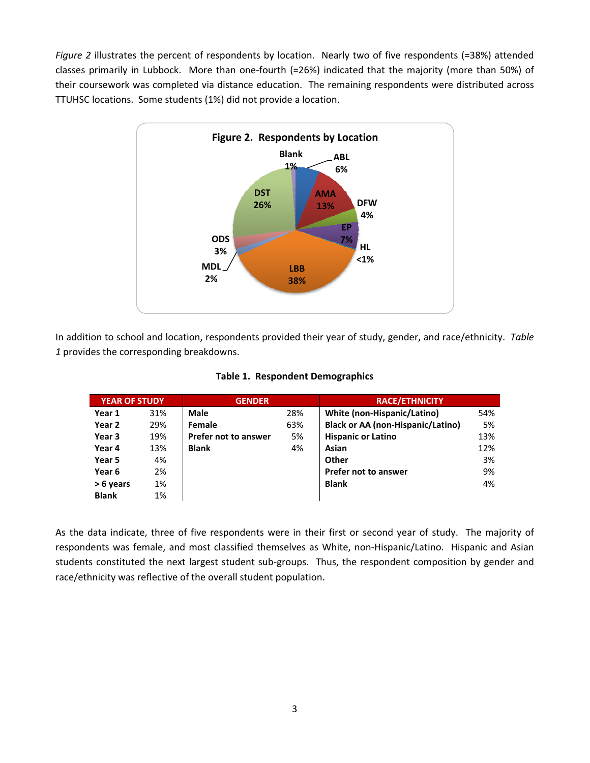*Figure 2* illustrates the percent of respondents by location. Nearly two of five respondents (=38%) attended classes primarily in Lubbock. More than one-fourth (=26%) indicated that the majority (more than 50%) of their coursework was completed via distance education. The remaining respondents were distributed across TTUHSC locations. Some students (1%) did not provide a location.

**Figure 2. Respondents by Location**

| Location | Percent |
|---|---|
| Blank | 1% |
| ABL | 6% |
| AMA | 13% |
| DFW | 4% |
| EP | 7% |
| HL | <1% |
| LBB | 38% |
| MDL | 2% |
| ODS | 3% |
| DST | 26% |

In addition to school and location, respondents provided their year of study, gender, and race/ethnicity. *Table 1* provides the corresponding breakdowns.

**Table 1. Respondent Demographics**

| YEAR OF STUDY | | GENDER | | RACE/ETHNICITY | |
|---|---|---|---|---|---|
| **Year 1** | 31% | **Male** | 28% | **White (non-Hispanic/Latino)** | 54% |
| **Year 2** | 29% | **Female** | 63% | **Black or AA (non-Hispanic/Latino)** | 5% |
| **Year 3** | 19% | **Prefer not to answer** | 5% | **Hispanic or Latino** | 13% |
| **Year 4** | 13% | **Blank** | 4% | **Asian** | 12% |
| **Year 5** | 4% | | | **Other** | 3% |
| **Year 6** | 2% | | | **Prefer not to answer** | 9% |
| **> 6 years** | 1% | | | **Blank** | 4% |
| **Blank** | 1% | | | | |

As the data indicate, three of five respondents were in their first or second year of study. The majority of respondents was female, and most classified themselves as White, non-Hispanic/Latino. Hispanic and Asian students constituted the next largest student sub-groups. Thus, the respondent composition by gender and race/ethnicity was reflective of the overall student population.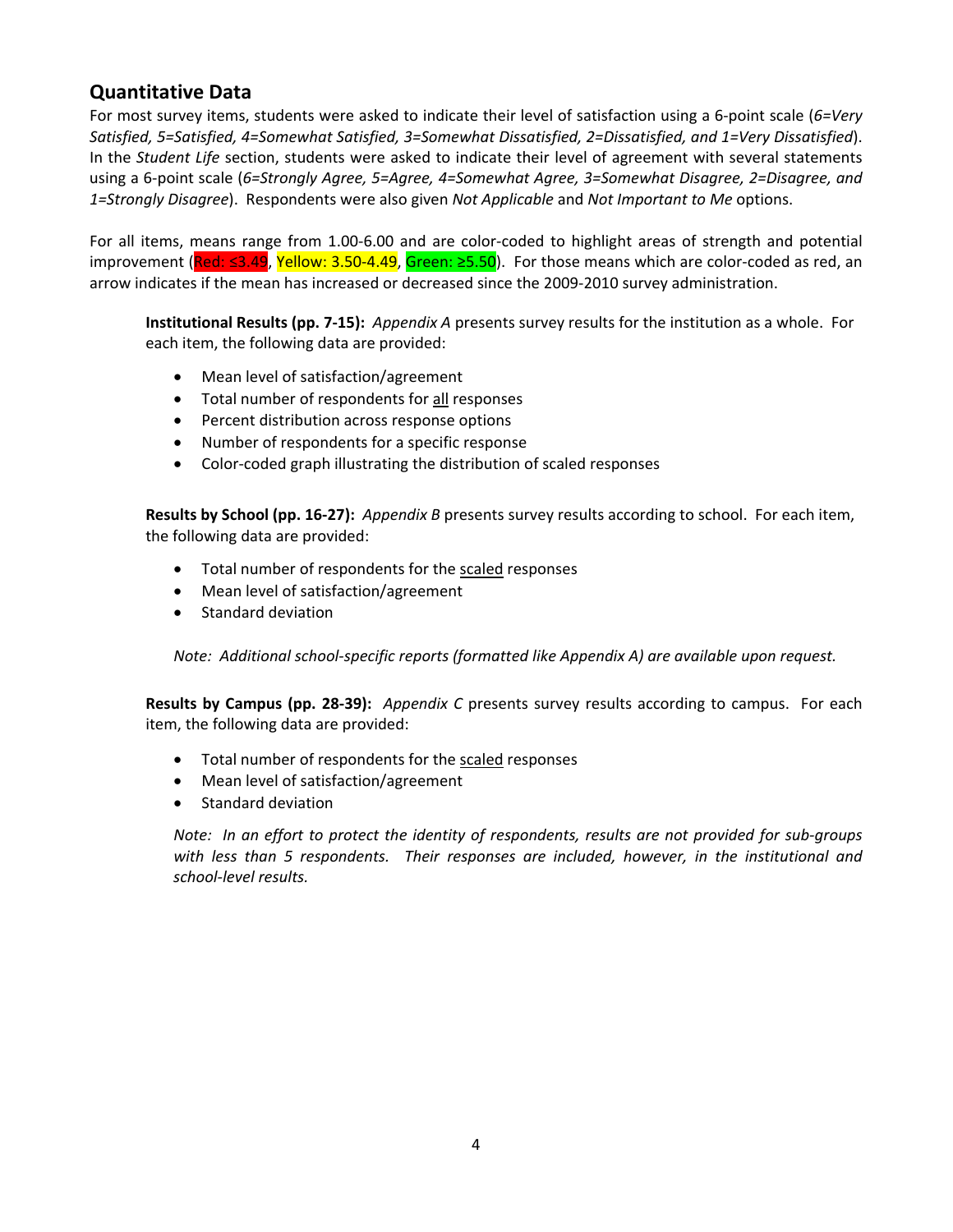## Quantitative Data

For most survey items, students were asked to indicate their level of satisfaction using a 6-point scale (*6=Very Satisfied, 5=Satisfied, 4=Somewhat Satisfied, 3=Somewhat Dissatisfied, 2=Dissatisfied, and 1=Very Dissatisfied*). In the *Student Life* section, students were asked to indicate their level of agreement with several statements using a 6-point scale (*6=Strongly Agree, 5=Agree, 4=Somewhat Agree, 3=Somewhat Disagree, 2=Disagree, and 1=Strongly Disagree*). Respondents were also given *Not Applicable* and *Not Important to Me* options.

For all items, means range from 1.00-6.00 and are color-coded to highlight areas of strength and potential improvement (Red: ≤3.49, Yellow: 3.50-4.49, Green: ≥5.50). For those means which are color-coded as red, an arrow indicates if the mean has increased or decreased since the 2009-2010 survey administration.

**Institutional Results (pp. 7-15):** *Appendix A* presents survey results for the institution as a whole. For each item, the following data are provided:

- Mean level of satisfaction/agreement
- Total number of respondents for <u>all</u> responses
- Percent distribution across response options
- Number of respondents for a specific response
- Color-coded graph illustrating the distribution of scaled responses

**Results by School (pp. 16-27):** *Appendix B* presents survey results according to school. For each item, the following data are provided:

- Total number of respondents for the <u>scaled</u> responses
- Mean level of satisfaction/agreement
- Standard deviation

*Note: Additional school-specific reports (formatted like Appendix A) are available upon request.*

**Results by Campus (pp. 28-39):** *Appendix C* presents survey results according to campus. For each item, the following data are provided:

- Total number of respondents for the <u>scaled</u> responses
- Mean level of satisfaction/agreement
- Standard deviation

*Note: In an effort to protect the identity of respondents, results are not provided for sub-groups with less than 5 respondents. Their responses are included, however, in the institutional and school-level results.*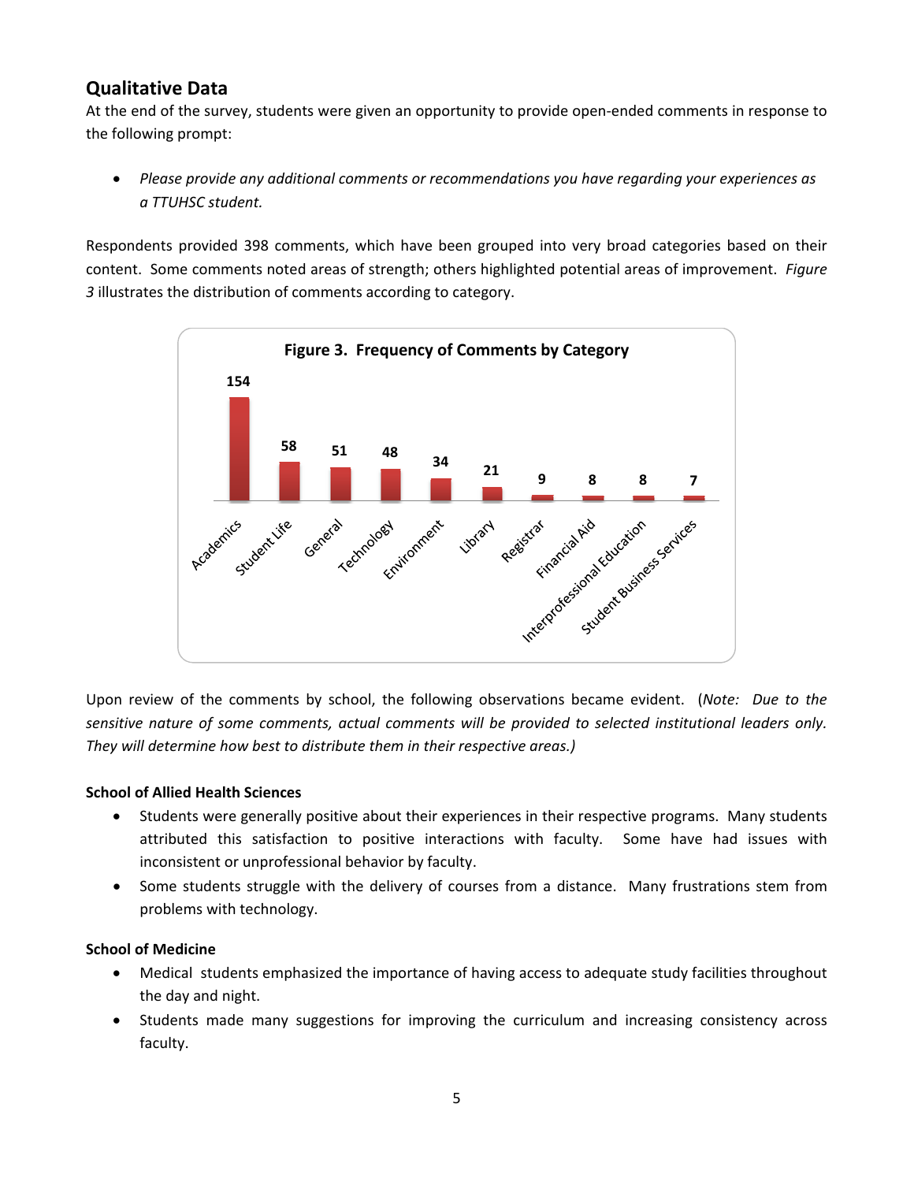## Qualitative Data

At the end of the survey, students were given an opportunity to provide open-ended comments in response to the following prompt:

- *Please provide any additional comments or recommendations you have regarding your experiences as a TTUHSC student.*

Respondents provided 398 comments, which have been grouped into very broad categories based on their content. Some comments noted areas of strength; others highlighted potential areas of improvement. *Figure 3* illustrates the distribution of comments according to category.

**Figure 3. Frequency of Comments by Category**

| Category | Frequency |
|---|---|
| Academics | 154 |
| Student Life | 58 |
| General | 51 |
| Technology | 48 |
| Environment | 34 |
| Library | 21 |
| Registrar | 9 |
| Financial Aid | 8 |
| Interprofessional Education | 8 |
| Student Business Services | 7 |

Upon review of the comments by school, the following observations became evident. (*Note: Due to the sensitive nature of some comments, actual comments will be provided to selected institutional leaders only. They will determine how best to distribute them in their respective areas.*)

**School of Allied Health Sciences**

- Students were generally positive about their experiences in their respective programs. Many students attributed this satisfaction to positive interactions with faculty. Some have had issues with inconsistent or unprofessional behavior by faculty.
- Some students struggle with the delivery of courses from a distance. Many frustrations stem from problems with technology.

**School of Medicine**

- Medical students emphasized the importance of having access to adequate study facilities throughout the day and night.
- Students made many suggestions for improving the curriculum and increasing consistency across faculty.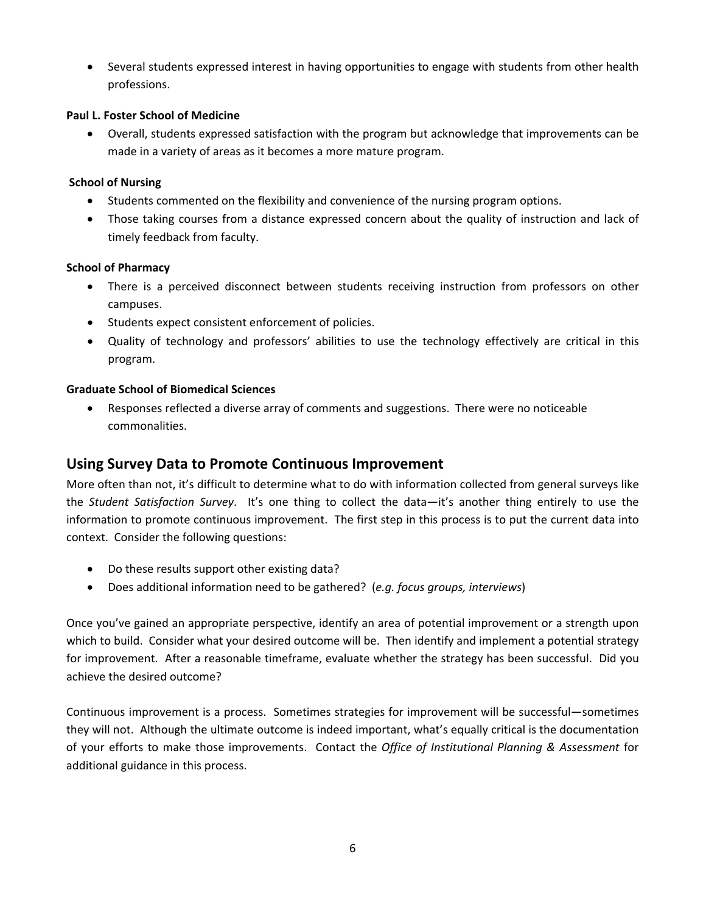- Several students expressed interest in having opportunities to engage with students from other health professions.

**Paul L. Foster School of Medicine**

- Overall, students expressed satisfaction with the program but acknowledge that improvements can be made in a variety of areas as it becomes a more mature program.

**School of Nursing**

- Students commented on the flexibility and convenience of the nursing program options.
- Those taking courses from a distance expressed concern about the quality of instruction and lack of timely feedback from faculty.

**School of Pharmacy**

- There is a perceived disconnect between students receiving instruction from professors on other campuses.
- Students expect consistent enforcement of policies.
- Quality of technology and professors' abilities to use the technology effectively are critical in this program.

**Graduate School of Biomedical Sciences**

- Responses reflected a diverse array of comments and suggestions. There were no noticeable commonalities.

## Using Survey Data to Promote Continuous Improvement

More often than not, it's difficult to determine what to do with information collected from general surveys like the *Student Satisfaction Survey*. It's one thing to collect the data—it's another thing entirely to use the information to promote continuous improvement. The first step in this process is to put the current data into context. Consider the following questions:

- Do these results support other existing data?
- Does additional information need to be gathered? (*e.g. focus groups, interviews*)

Once you've gained an appropriate perspective, identify an area of potential improvement or a strength upon which to build. Consider what your desired outcome will be. Then identify and implement a potential strategy for improvement. After a reasonable timeframe, evaluate whether the strategy has been successful. Did you achieve the desired outcome?

Continuous improvement is a process. Sometimes strategies for improvement will be successful—sometimes they will not. Although the ultimate outcome is indeed important, what's equally critical is the documentation of your efforts to make those improvements. Contact the *Office of Institutional Planning & Assessment* for additional guidance in this process.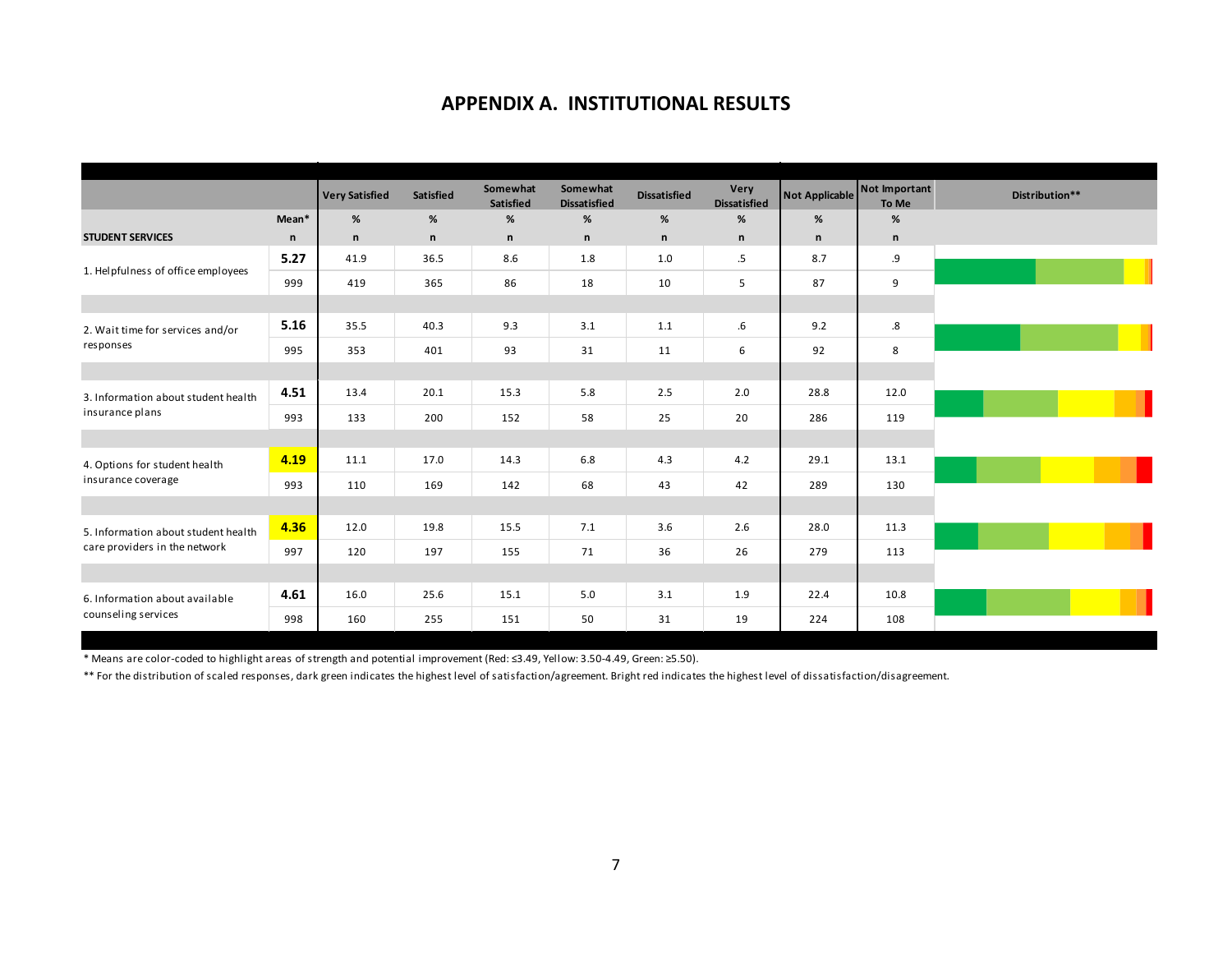## APPENDIX A. INSTITUTIONAL RESULTS

| STUDENT SERVICES | Mean* / n | Very Satisfied % / n | Satisfied % / n | Somewhat Satisfied % / n | Somewhat Dissatisfied % / n | Dissatisfied % / n | Very Dissatisfied % / n | Not Applicable % / n | Not Important To Me % / n | Distribution** |
|---|---|---|---|---|---|---|---|---|---|---|
| 1. Helpfulness of office employees | 5.27 | 41.9 | 36.5 | 8.6 | 1.8 | 1.0 | .5 | 8.7 | .9 | |
| | 999 | 419 | 365 | 86 | 18 | 10 | 5 | 87 | 9 | |
| 2. Wait time for services and/or responses | 5.16 | 35.5 | 40.3 | 9.3 | 3.1 | 1.1 | .6 | 9.2 | .8 | |
| | 995 | 353 | 401 | 93 | 31 | 11 | 6 | 92 | 8 | |
| 3. Information about student health insurance plans | 4.51 | 13.4 | 20.1 | 15.3 | 5.8 | 2.5 | 2.0 | 28.8 | 12.0 | |
| | 993 | 133 | 200 | 152 | 58 | 25 | 20 | 286 | 119 | |
| 4. Options for student health insurance coverage | 4.19 | 11.1 | 17.0 | 14.3 | 6.8 | 4.3 | 4.2 | 29.1 | 13.1 | |
| | 993 | 110 | 169 | 142 | 68 | 43 | 42 | 289 | 130 | |
| 5. Information about student health care providers in the network | 4.36 | 12.0 | 19.8 | 15.5 | 7.1 | 3.6 | 2.6 | 28.0 | 11.3 | |
| | 997 | 120 | 197 | 155 | 71 | 36 | 26 | 279 | 113 | |
| 6. Information about available counseling services | 4.61 | 16.0 | 25.6 | 15.1 | 5.0 | 3.1 | 1.9 | 22.4 | 10.8 | |
| | 998 | 160 | 255 | 151 | 50 | 31 | 19 | 224 | 108 | |

\* Means are color-coded to highlight areas of strength and potential improvement (Red: ≤3.49, Yellow: 3.50-4.49, Green: ≥5.50).

\*\* For the distribution of scaled responses, dark green indicates the highest level of satisfaction/agreement. Bright red indicates the highest level of dissatisfaction/disagreement.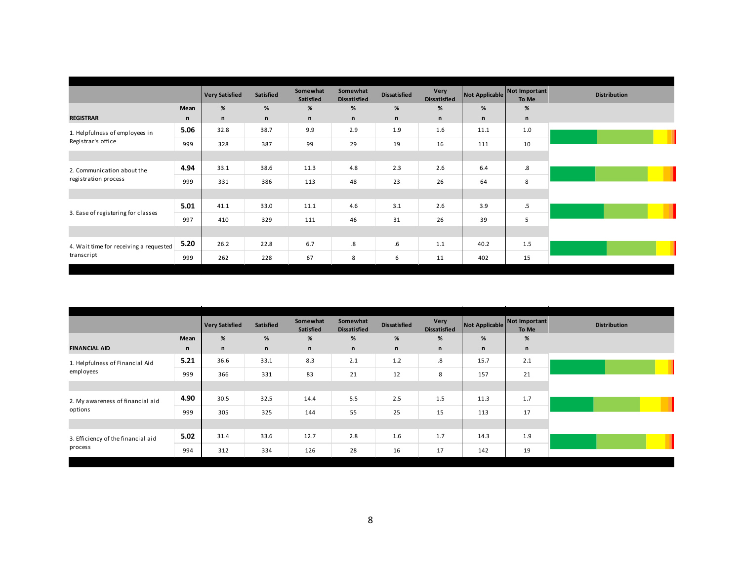| REGISTRAR | Mean / n | Very Satisfied % / n | Satisfied % / n | Somewhat Satisfied % / n | Somewhat Dissatisfied % / n | Dissatisfied % / n | Very Dissatisfied % / n | Not Applicable % / n | Not Important To Me % / n | Distribution |
|---|---|---|---|---|---|---|---|---|---|---|
| 1. Helpfulness of employees in Registrar's office | **5.06** | 32.8 | 38.7 | 9.9 | 2.9 | 1.9 | 1.6 | 11.1 | 1.0 | |
| | 999 | 328 | 387 | 99 | 29 | 19 | 16 | 111 | 10 | |
| 2. Communication about the registration process | **4.94** | 33.1 | 38.6 | 11.3 | 4.8 | 2.3 | 2.6 | 6.4 | .8 | |
| | 999 | 331 | 386 | 113 | 48 | 23 | 26 | 64 | 8 | |
| 3. Ease of registering for classes | **5.01** | 41.1 | 33.0 | 11.1 | 4.6 | 3.1 | 2.6 | 3.9 | .5 | |
| | 997 | 410 | 329 | 111 | 46 | 31 | 26 | 39 | 5 | |
| 4. Wait time for receiving a requested transcript | **5.20** | 26.2 | 22.8 | 6.7 | .8 | .6 | 1.1 | 40.2 | 1.5 | |
| | 999 | 262 | 228 | 67 | 8 | 6 | 11 | 402 | 15 | |

| FINANCIAL AID | Mean / n | Very Satisfied % / n | Satisfied % / n | Somewhat Satisfied % / n | Somewhat Dissatisfied % / n | Dissatisfied % / n | Very Dissatisfied % / n | Not Applicable % / n | Not Important To Me % / n | Distribution |
|---|---|---|---|---|---|---|---|---|---|---|
| 1. Helpfulness of Financial Aid employees | **5.21** | 36.6 | 33.1 | 8.3 | 2.1 | 1.2 | .8 | 15.7 | 2.1 | |
| | 999 | 366 | 331 | 83 | 21 | 12 | 8 | 157 | 21 | |
| 2. My awareness of financial aid options | **4.90** | 30.5 | 32.5 | 14.4 | 5.5 | 2.5 | 1.5 | 11.3 | 1.7 | |
| | 999 | 305 | 325 | 144 | 55 | 25 | 15 | 113 | 17 | |
| 3. Efficiency of the financial aid process | **5.02** | 31.4 | 33.6 | 12.7 | 2.8 | 1.6 | 1.7 | 14.3 | 1.9 | |
| | 994 | 312 | 334 | 126 | 28 | 16 | 17 | 142 | 19 | |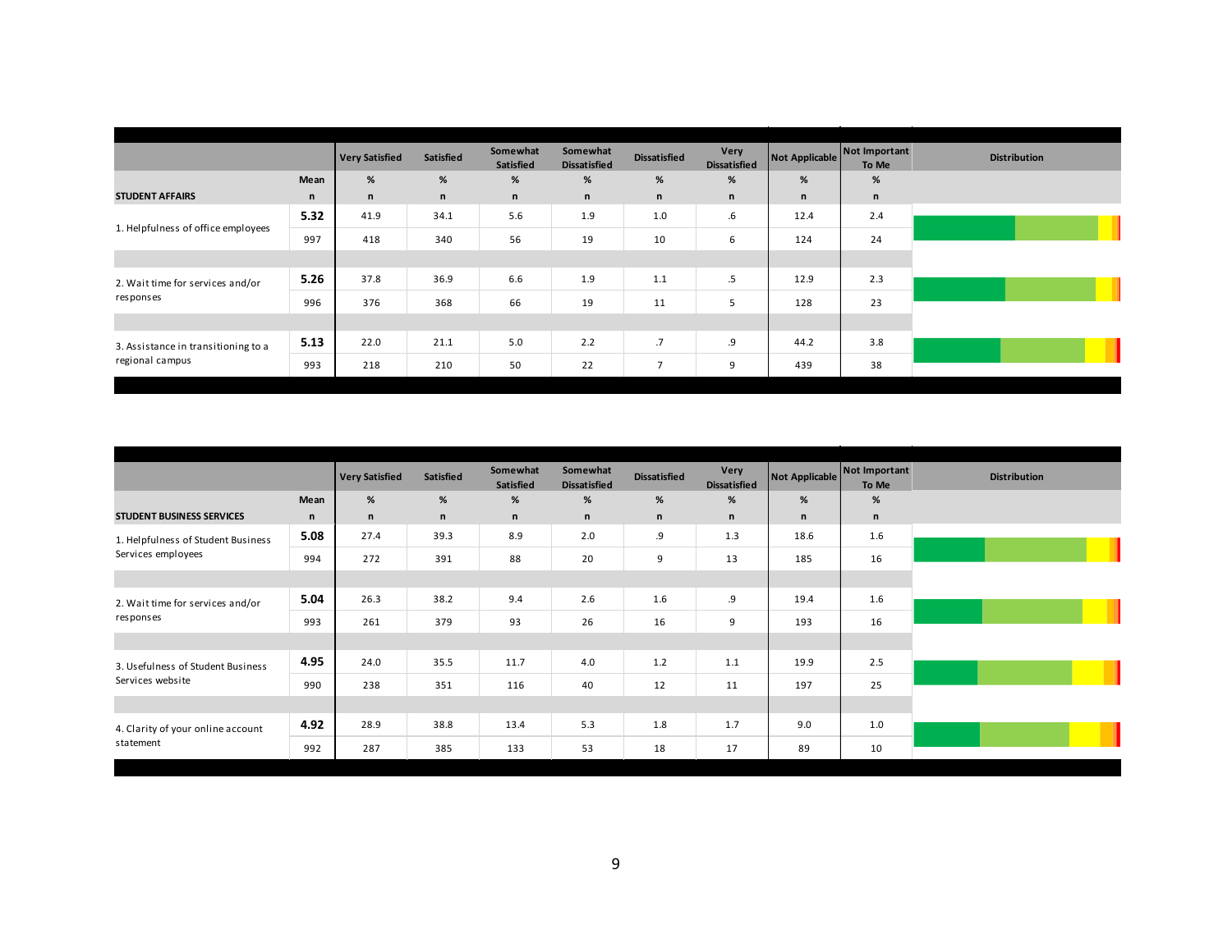| STUDENT AFFAIRS | Mean / n | Very Satisfied % / n | Satisfied % / n | Somewhat Satisfied % / n | Somewhat Dissatisfied % / n | Dissatisfied % / n | Very Dissatisfied % / n | Not Applicable % / n | Not Important To Me % / n | Distribution |
|---|---|---|---|---|---|---|---|---|---|---|
| 1. Helpfulness of office employees | **5.32** | 41.9 | 34.1 | 5.6 | 1.9 | 1.0 | .6 | 12.4 | 2.4 | |
| | 997 | 418 | 340 | 56 | 19 | 10 | 6 | 124 | 24 | |
| 2. Wait time for services and/or responses | **5.26** | 37.8 | 36.9 | 6.6 | 1.9 | 1.1 | .5 | 12.9 | 2.3 | |
| | 996 | 376 | 368 | 66 | 19 | 11 | 5 | 128 | 23 | |
| 3. Assistance in transitioning to a regional campus | **5.13** | 22.0 | 21.1 | 5.0 | 2.2 | .7 | .9 | 44.2 | 3.8 | |
| | 993 | 218 | 210 | 50 | 22 | 7 | 9 | 439 | 38 | |

| STUDENT BUSINESS SERVICES | Mean / n | Very Satisfied % / n | Satisfied % / n | Somewhat Satisfied % / n | Somewhat Dissatisfied % / n | Dissatisfied % / n | Very Dissatisfied % / n | Not Applicable % / n | Not Important To Me % / n | Distribution |
|---|---|---|---|---|---|---|---|---|---|---|
| 1. Helpfulness of Student Business Services employees | **5.08** | 27.4 | 39.3 | 8.9 | 2.0 | .9 | 1.3 | 18.6 | 1.6 | |
| | 994 | 272 | 391 | 88 | 20 | 9 | 13 | 185 | 16 | |
| 2. Wait time for services and/or responses | **5.04** | 26.3 | 38.2 | 9.4 | 2.6 | 1.6 | .9 | 19.4 | 1.6 | |
| | 993 | 261 | 379 | 93 | 26 | 16 | 9 | 193 | 16 | |
| 3. Usefulness of Student Business Services website | **4.95** | 24.0 | 35.5 | 11.7 | 4.0 | 1.2 | 1.1 | 19.9 | 2.5 | |
| | 990 | 238 | 351 | 116 | 40 | 12 | 11 | 197 | 25 | |
| 4. Clarity of your online account statement | **4.92** | 28.9 | 38.8 | 13.4 | 5.3 | 1.8 | 1.7 | 9.0 | 1.0 | |
| | 992 | 287 | 385 | 133 | 53 | 18 | 17 | 89 | 10 | |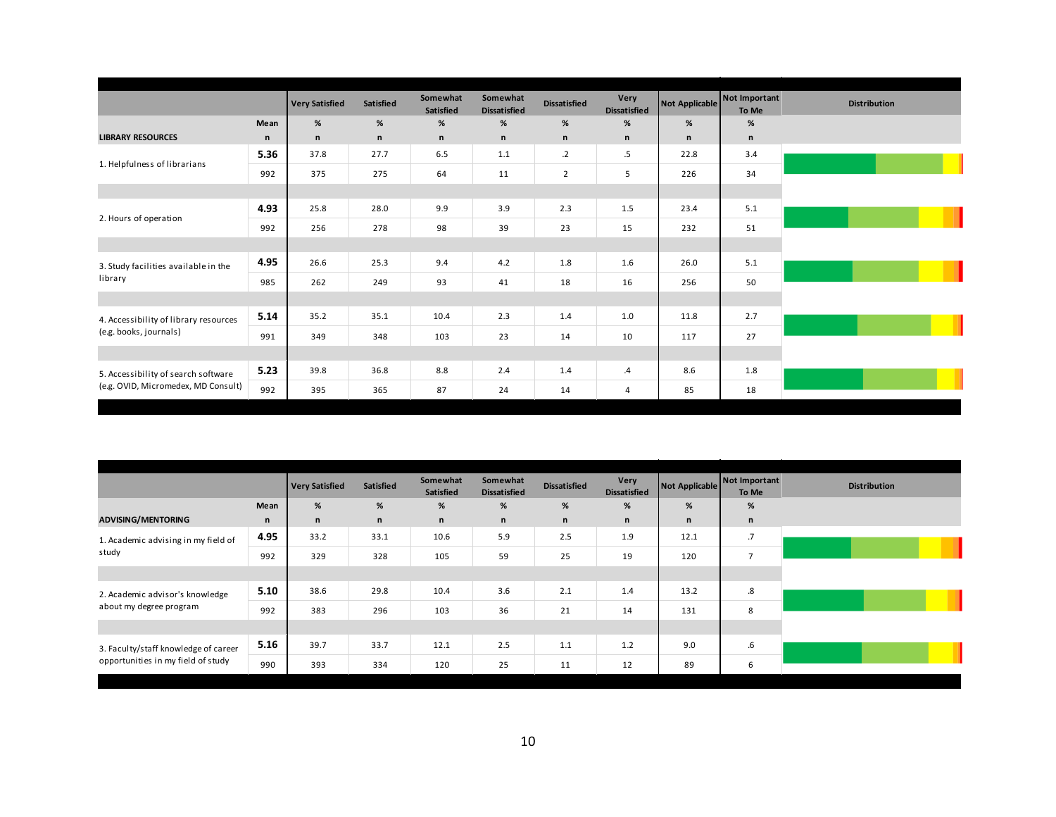| LIBRARY RESOURCES | Mean / n | Very Satisfied % / n | Satisfied % / n | Somewhat Satisfied % / n | Somewhat Dissatisfied % / n | Dissatisfied % / n | Very Dissatisfied % / n | Not Applicable % / n | Not Important To Me % / n | Distribution |
|---|---|---|---|---|---|---|---|---|---|---|
| 1. Helpfulness of librarians | **5.36** | 37.8 | 27.7 | 6.5 | 1.1 | .2 | .5 | 22.8 | 3.4 | |
| | 992 | 375 | 275 | 64 | 11 | 2 | 5 | 226 | 34 | |
| 2. Hours of operation | **4.93** | 25.8 | 28.0 | 9.9 | 3.9 | 2.3 | 1.5 | 23.4 | 5.1 | |
| | 992 | 256 | 278 | 98 | 39 | 23 | 15 | 232 | 51 | |
| 3. Study facilities available in the library | **4.95** | 26.6 | 25.3 | 9.4 | 4.2 | 1.8 | 1.6 | 26.0 | 5.1 | |
| | 985 | 262 | 249 | 93 | 41 | 18 | 16 | 256 | 50 | |
| 4. Accessibility of library resources (e.g. books, journals) | **5.14** | 35.2 | 35.1 | 10.4 | 2.3 | 1.4 | 1.0 | 11.8 | 2.7 | |
| | 991 | 349 | 348 | 103 | 23 | 14 | 10 | 117 | 27 | |
| 5. Accessibility of search software (e.g. OVID, Micromedex, MD Consult) | **5.23** | 39.8 | 36.8 | 8.8 | 2.4 | 1.4 | .4 | 8.6 | 1.8 | |
| | 992 | 395 | 365 | 87 | 24 | 14 | 4 | 85 | 18 | |

| ADVISING/MENTORING | Mean / n | Very Satisfied % / n | Satisfied % / n | Somewhat Satisfied % / n | Somewhat Dissatisfied % / n | Dissatisfied % / n | Very Dissatisfied % / n | Not Applicable % / n | Not Important To Me % / n | Distribution |
|---|---|---|---|---|---|---|---|---|---|---|
| 1. Academic advising in my field of study | **4.95** | 33.2 | 33.1 | 10.6 | 5.9 | 2.5 | 1.9 | 12.1 | .7 | |
| | 992 | 329 | 328 | 105 | 59 | 25 | 19 | 120 | 7 | |
| 2. Academic advisor's knowledge about my degree program | **5.10** | 38.6 | 29.8 | 10.4 | 3.6 | 2.1 | 1.4 | 13.2 | .8 | |
| | 992 | 383 | 296 | 103 | 36 | 21 | 14 | 131 | 8 | |
| 3. Faculty/staff knowledge of career opportunities in my field of study | **5.16** | 39.7 | 33.7 | 12.1 | 2.5 | 1.1 | 1.2 | 9.0 | .6 | |
| | 990 | 393 | 334 | 120 | 25 | 11 | 12 | 89 | 6 | |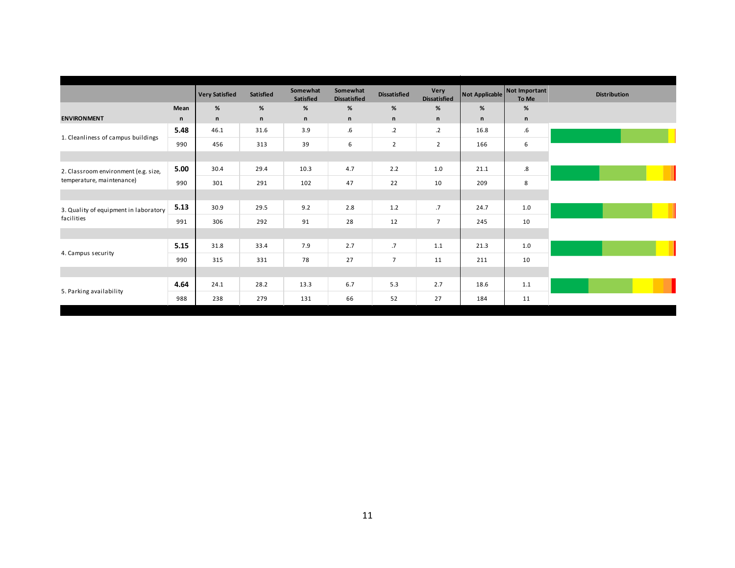| ENVIRONMENT | Mean / n | Very Satisfied % / n | Satisfied % / n | Somewhat Satisfied % / n | Somewhat Dissatisfied % / n | Dissatisfied % / n | Very Dissatisfied % / n | Not Applicable % / n | Not Important To Me % / n | Distribution |
|---|---|---|---|---|---|---|---|---|---|---|
| 1. Cleanliness of campus buildings | 5.48 | 46.1 | 31.6 | 3.9 | .6 | .2 | .2 | 16.8 | .6 | |
| | 990 | 456 | 313 | 39 | 6 | 2 | 2 | 166 | 6 | |
| 2. Classroom environment (e.g. size, temperature, maintenance) | 5.00 | 30.4 | 29.4 | 10.3 | 4.7 | 2.2 | 1.0 | 21.1 | .8 | |
| | 990 | 301 | 291 | 102 | 47 | 22 | 10 | 209 | 8 | |
| 3. Quality of equipment in laboratory facilities | 5.13 | 30.9 | 29.5 | 9.2 | 2.8 | 1.2 | .7 | 24.7 | 1.0 | |
| | 991 | 306 | 292 | 91 | 28 | 12 | 7 | 245 | 10 | |
| 4. Campus security | 5.15 | 31.8 | 33.4 | 7.9 | 2.7 | .7 | 1.1 | 21.3 | 1.0 | |
| | 990 | 315 | 331 | 78 | 27 | 7 | 11 | 211 | 10 | |
| 5. Parking availability | 4.64 | 24.1 | 28.2 | 13.3 | 6.7 | 5.3 | 2.7 | 18.6 | 1.1 | |
| | 988 | 238 | 279 | 131 | 66 | 52 | 27 | 184 | 11 | |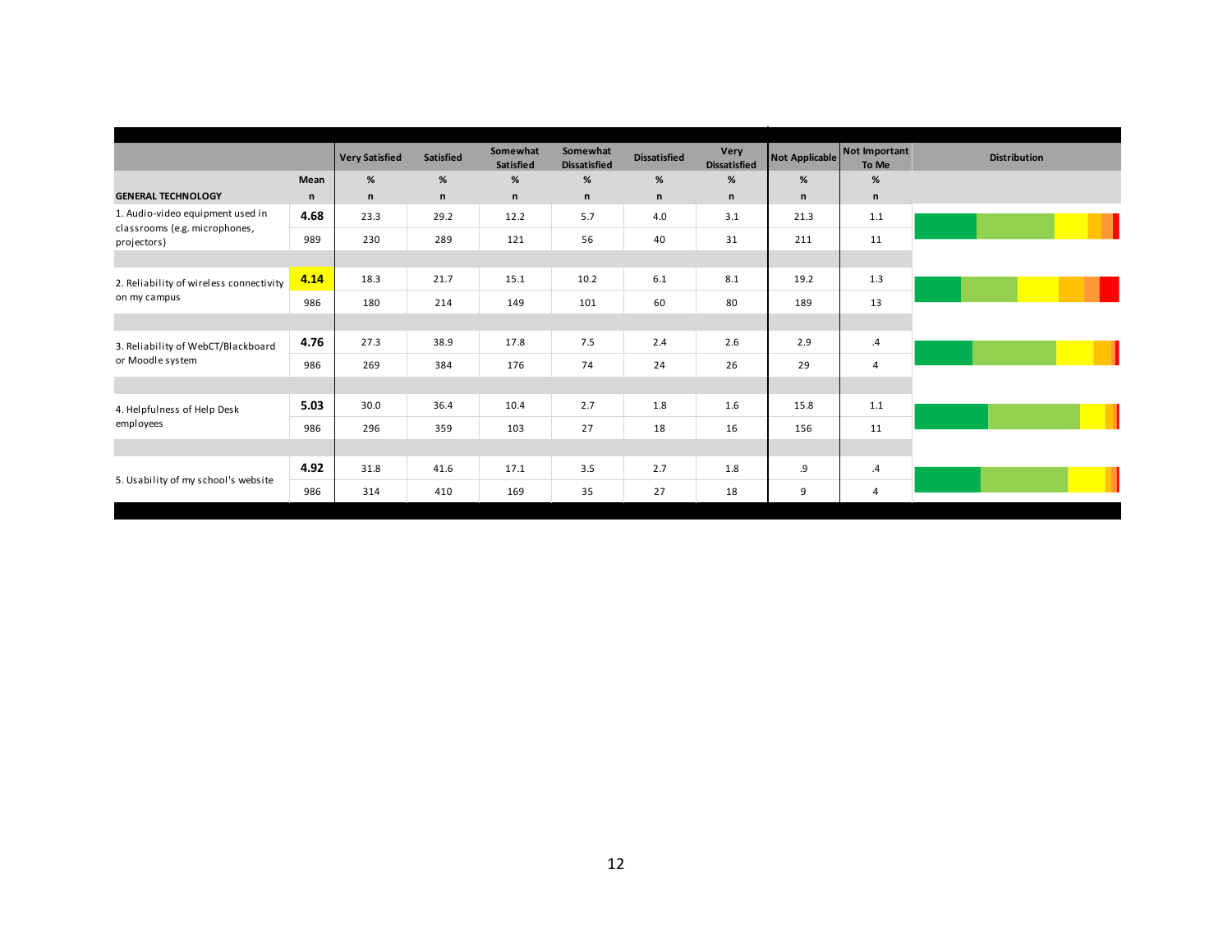| GENERAL TECHNOLOGY | Mean / n | Very Satisfied % / n | Satisfied % / n | Somewhat Satisfied % / n | Somewhat Dissatisfied % / n | Dissatisfied % / n | Very Dissatisfied % / n | Not Applicable % / n | Not Important To Me % / n | Distribution |
|---|---|---|---|---|---|---|---|---|---|---|
| 1. Audio-video equipment used in classrooms (e.g. microphones, projectors) | **4.68** | 23.3 | 29.2 | 12.2 | 5.7 | 4.0 | 3.1 | 21.3 | 1.1 | |
| | 989 | 230 | 289 | 121 | 56 | 40 | 31 | 211 | 11 | |
| 2. Reliability of wireless connectivity on my campus | **4.14** | 18.3 | 21.7 | 15.1 | 10.2 | 6.1 | 8.1 | 19.2 | 1.3 | |
| | 986 | 180 | 214 | 149 | 101 | 60 | 80 | 189 | 13 | |
| 3. Reliability of WebCT/Blackboard or Moodle system | **4.76** | 27.3 | 38.9 | 17.8 | 7.5 | 2.4 | 2.6 | 2.9 | .4 | |
| | 986 | 269 | 384 | 176 | 74 | 24 | 26 | 29 | 4 | |
| 4. Helpfulness of Help Desk employees | **5.03** | 30.0 | 36.4 | 10.4 | 2.7 | 1.8 | 1.6 | 15.8 | 1.1 | |
| | 986 | 296 | 359 | 103 | 27 | 18 | 16 | 156 | 11 | |
| 5. Usability of my school's website | **4.92** | 31.8 | 41.6 | 17.1 | 3.5 | 2.7 | 1.8 | .9 | .4 | |
| | 986 | 314 | 410 | 169 | 35 | 27 | 18 | 9 | 4 | |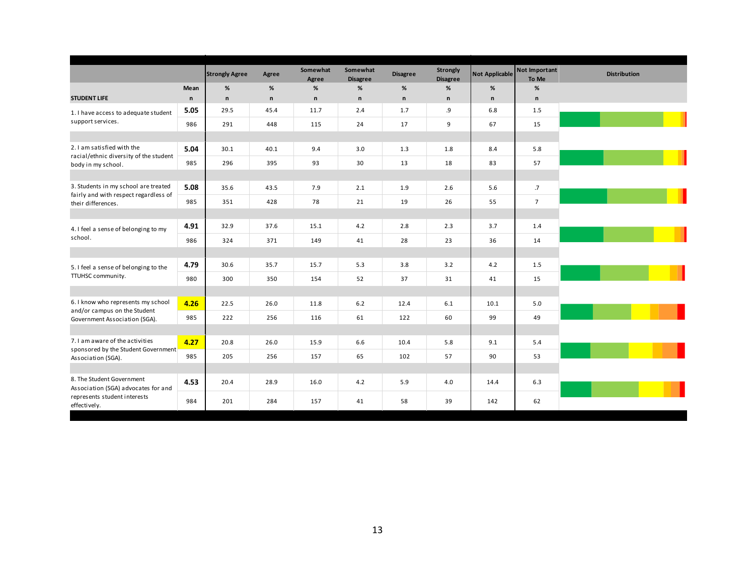| STUDENT LIFE | Mean / n | Strongly Agree % / n | Agree % / n | Somewhat Agree % / n | Somewhat Disagree % / n | Disagree % / n | Strongly Disagree % / n | Not Applicable % / n | Not Important To Me % / n | Distribution |
|---|---|---|---|---|---|---|---|---|---|---|
| 1. I have access to adequate student support services. | 5.05 | 29.5 | 45.4 | 11.7 | 2.4 | 1.7 | .9 | 6.8 | 1.5 | |
| | 986 | 291 | 448 | 115 | 24 | 17 | 9 | 67 | 15 | |
| 2. I am satisfied with the racial/ethnic diversity of the student body in my school. | 5.04 | 30.1 | 40.1 | 9.4 | 3.0 | 1.3 | 1.8 | 8.4 | 5.8 | |
| | 985 | 296 | 395 | 93 | 30 | 13 | 18 | 83 | 57 | |
| 3. Students in my school are treated fairly and with respect regardless of their differences. | 5.08 | 35.6 | 43.5 | 7.9 | 2.1 | 1.9 | 2.6 | 5.6 | .7 | |
| | 985 | 351 | 428 | 78 | 21 | 19 | 26 | 55 | 7 | |
| 4. I feel a sense of belonging to my school. | 4.91 | 32.9 | 37.6 | 15.1 | 4.2 | 2.8 | 2.3 | 3.7 | 1.4 | |
| | 986 | 324 | 371 | 149 | 41 | 28 | 23 | 36 | 14 | |
| 5. I feel a sense of belonging to the TTUHSC community. | 4.79 | 30.6 | 35.7 | 15.7 | 5.3 | 3.8 | 3.2 | 4.2 | 1.5 | |
| | 980 | 300 | 350 | 154 | 52 | 37 | 31 | 41 | 15 | |
| 6. I know who represents my school and/or campus on the Student Government Association (SGA). | 4.26 | 22.5 | 26.0 | 11.8 | 6.2 | 12.4 | 6.1 | 10.1 | 5.0 | |
| | 985 | 222 | 256 | 116 | 61 | 122 | 60 | 99 | 49 | |
| 7. I am aware of the activities sponsored by the Student Government Association (SGA). | 4.27 | 20.8 | 26.0 | 15.9 | 6.6 | 10.4 | 5.8 | 9.1 | 5.4 | |
| | 985 | 205 | 256 | 157 | 65 | 102 | 57 | 90 | 53 | |
| 8. The Student Government Association (SGA) advocates for and represents student interests effectively. | 4.53 | 20.4 | 28.9 | 16.0 | 4.2 | 5.9 | 4.0 | 14.4 | 6.3 | |
| | 984 | 201 | 284 | 157 | 41 | 58 | 39 | 142 | 62 | |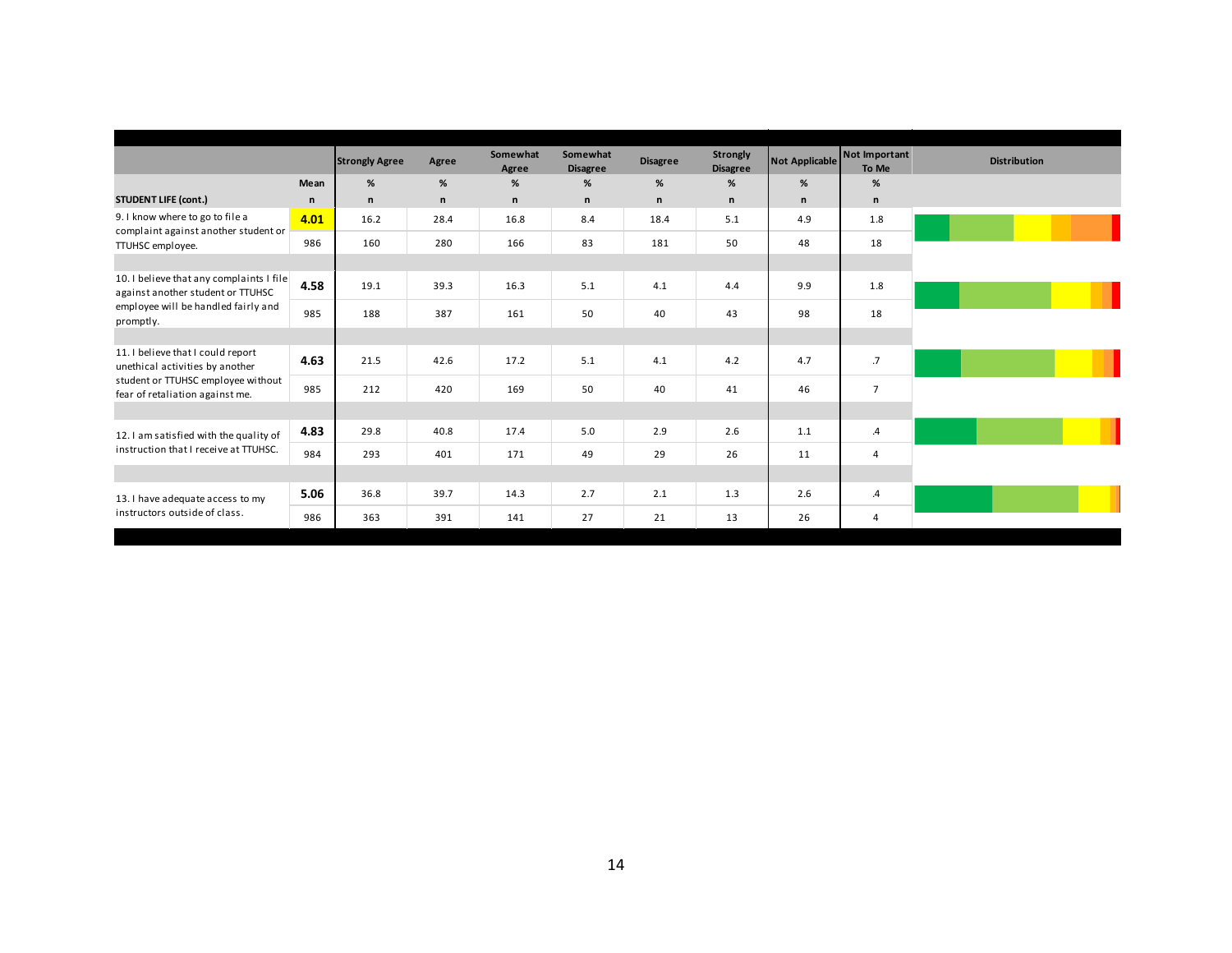| STUDENT LIFE (cont.) | Mean / n | Strongly Agree % / n | Agree % / n | Somewhat Agree % / n | Somewhat Disagree % / n | Disagree % / n | Strongly Disagree % / n | Not Applicable % / n | Not Important To Me % / n | Distribution |
|---|---|---|---|---|---|---|---|---|---|---|
| 9. I know where to go to file a complaint against another student or TTUHSC employee. | **4.01** | 16.2 | 28.4 | 16.8 | 8.4 | 18.4 | 5.1 | 4.9 | 1.8 | |
| | 986 | 160 | 280 | 166 | 83 | 181 | 50 | 48 | 18 | |
| 10. I believe that any complaints I file against another student or TTUHSC employee will be handled fairly and promptly. | **4.58** | 19.1 | 39.3 | 16.3 | 5.1 | 4.1 | 4.4 | 9.9 | 1.8 | |
| | 985 | 188 | 387 | 161 | 50 | 40 | 43 | 98 | 18 | |
| 11. I believe that I could report unethical activities by another student or TTUHSC employee without fear of retaliation against me. | **4.63** | 21.5 | 42.6 | 17.2 | 5.1 | 4.1 | 4.2 | 4.7 | .7 | |
| | 985 | 212 | 420 | 169 | 50 | 40 | 41 | 46 | 7 | |
| 12. I am satisfied with the quality of instruction that I receive at TTUHSC. | **4.83** | 29.8 | 40.8 | 17.4 | 5.0 | 2.9 | 2.6 | 1.1 | .4 | |
| | 984 | 293 | 401 | 171 | 49 | 29 | 26 | 11 | 4 | |
| 13. I have adequate access to my instructors outside of class. | **5.06** | 36.8 | 39.7 | 14.3 | 2.7 | 2.1 | 1.3 | 2.6 | .4 | |
| | 986 | 363 | 391 | 141 | 27 | 21 | 13 | 26 | 4 | |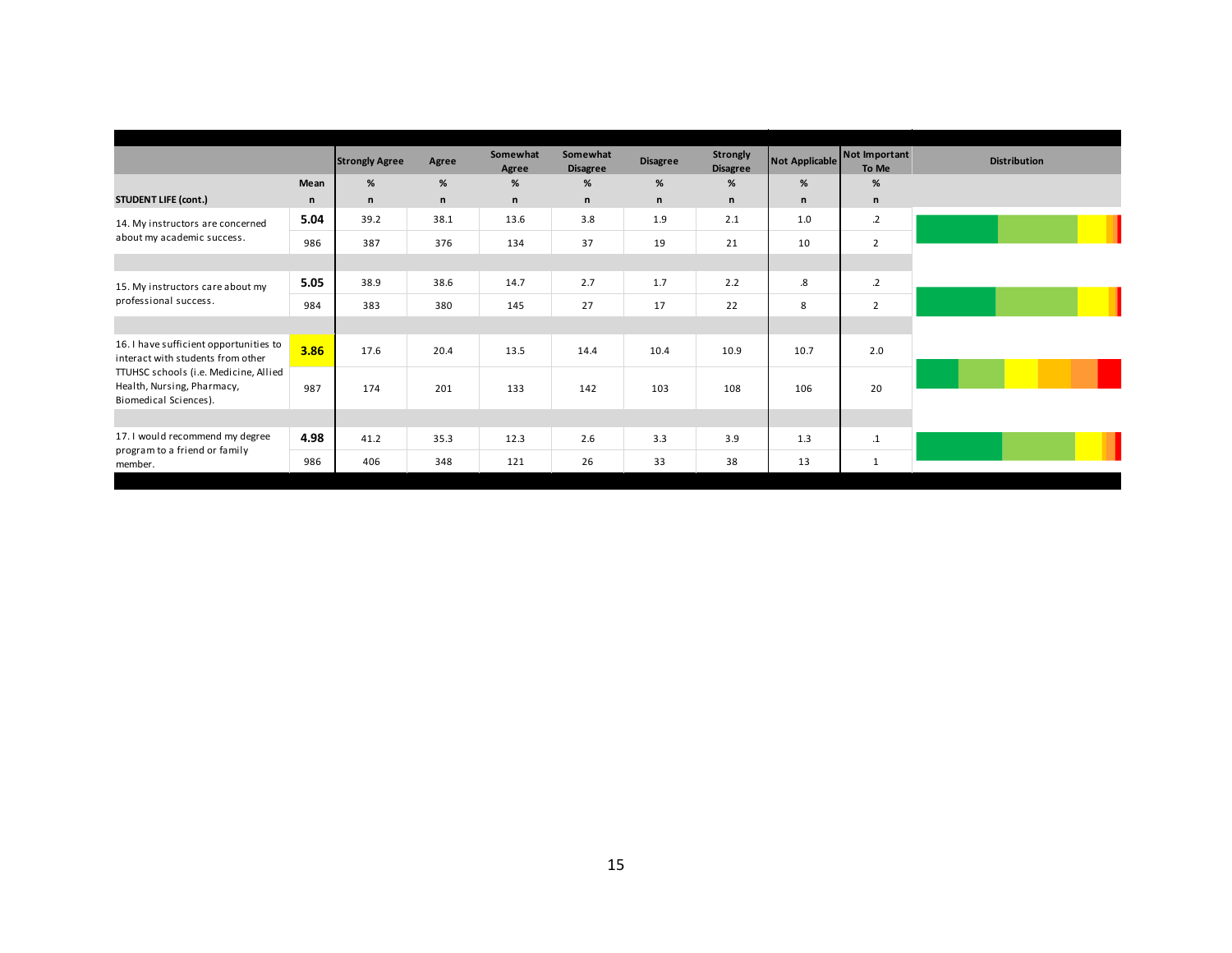| STUDENT LIFE (cont.) | Mean / n | Strongly Agree % / n | Agree % / n | Somewhat Agree % / n | Somewhat Disagree % / n | Disagree % / n | Strongly Disagree % / n | Not Applicable % / n | Not Important To Me % / n | Distribution |
|---|---|---|---|---|---|---|---|---|---|---|
| 14. My instructors are concerned about my academic success. | **5.04** | 39.2 | 38.1 | 13.6 | 3.8 | 1.9 | 2.1 | 1.0 | .2 | |
| | 986 | 387 | 376 | 134 | 37 | 19 | 21 | 10 | 2 | |
| 15. My instructors care about my professional success. | **5.05** | 38.9 | 38.6 | 14.7 | 2.7 | 1.7 | 2.2 | .8 | .2 | |
| | 984 | 383 | 380 | 145 | 27 | 17 | 22 | 8 | 2 | |
| 16. I have sufficient opportunities to interact with students from other TTUHSC schools (i.e. Medicine, Allied Health, Nursing, Pharmacy, Biomedical Sciences). | **3.86** | 17.6 | 20.4 | 13.5 | 14.4 | 10.4 | 10.9 | 10.7 | 2.0 | |
| | 987 | 174 | 201 | 133 | 142 | 103 | 108 | 106 | 20 | |
| 17. I would recommend my degree program to a friend or family member. | **4.98** | 41.2 | 35.3 | 12.3 | 2.6 | 3.3 | 3.9 | 1.3 | .1 | |
| | 986 | 406 | 348 | 121 | 26 | 33 | 38 | 13 | 1 | |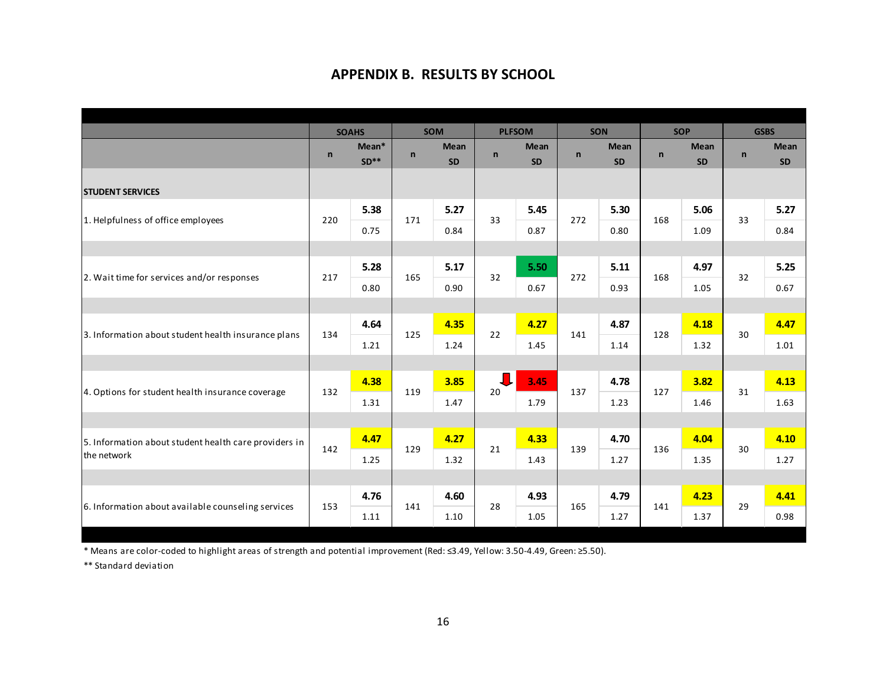## APPENDIX B. RESULTS BY SCHOOL

| | SOAHS | | SOM | | PLFSOM | | SON | | SOP | | GSBS | |
|---|---|---|---|---|---|---|---|---|---|---|---|---|
| | n | Mean* / SD** | n | Mean / SD | n | Mean / SD | n | Mean / SD | n | Mean / SD | n | Mean / SD |
| **STUDENT SERVICES** | | | | | | | | | | | | |
| 1. Helpfulness of office employees | 220 | **5.38** / 0.75 | 171 | **5.27** / 0.84 | 33 | **5.45** / 0.87 | 272 | **5.30** / 0.80 | 168 | **5.06** / 1.09 | 33 | **5.27** / 0.84 |
| 2. Wait time for services and/or responses | 217 | **5.28** / 0.80 | 165 | **5.17** / 0.90 | 32 | **5.50** / 0.67 | 272 | **5.11** / 0.93 | 168 | **4.97** / 1.05 | 32 | **5.25** / 0.67 |
| 3. Information about student health insurance plans | 134 | **4.64** / 1.21 | 125 | **4.35** / 1.24 | 22 | **4.27** / 1.45 | 141 | **4.87** / 1.14 | 128 | **4.18** / 1.32 | 30 | **4.47** / 1.01 |
| 4. Options for student health insurance coverage | 132 | **4.38** / 1.31 | 119 | **3.85** / 1.47 | 20 | **3.45** / 1.79 | 137 | **4.78** / 1.23 | 127 | **3.82** / 1.46 | 31 | **4.13** / 1.63 |
| 5. Information about student health care providers in the network | 142 | **4.47** / 1.25 | 129 | **4.27** / 1.32 | 21 | **4.33** / 1.43 | 139 | **4.70** / 1.27 | 136 | **4.04** / 1.35 | 30 | **4.10** / 1.27 |
| 6. Information about available counseling services | 153 | **4.76** / 1.11 | 141 | **4.60** / 1.10 | 28 | **4.93** / 1.05 | 165 | **4.79** / 1.27 | 141 | **4.23** / 1.37 | 29 | **4.41** / 0.98 |

\* Means are color-coded to highlight areas of strength and potential improvement (Red: ≤3.49, Yellow: 3.50-4.49, Green: ≥5.50).

\*\* Standard deviation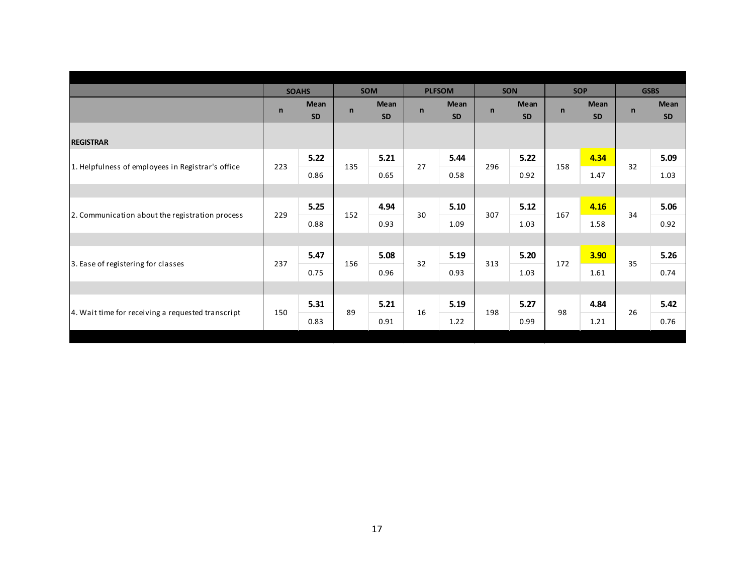| | SOAHS | | SOM | | PLFSOM | | SON | | SOP | | GSBS | |
|---|---|---|---|---|---|---|---|---|---|---|---|---|
| | n | Mean SD | n | Mean SD | n | Mean SD | n | Mean SD | n | Mean SD | n | Mean SD |
| **REGISTRAR** | | | | | | | | | | | | |
| 1. Helpfulness of employees in Registrar's office | 223 | **5.22** 0.86 | 135 | **5.21** 0.65 | 27 | **5.44** 0.58 | 296 | **5.22** 0.92 | 158 | **4.34** 1.47 | 32 | **5.09** 1.03 |
| 2. Communication about the registration process | 229 | **5.25** 0.88 | 152 | **4.94** 0.93 | 30 | **5.10** 1.09 | 307 | **5.12** 1.03 | 167 | **4.16** 1.58 | 34 | **5.06** 0.92 |
| 3. Ease of registering for classes | 237 | **5.47** 0.75 | 156 | **5.08** 0.96 | 32 | **5.19** 0.93 | 313 | **5.20** 1.03 | 172 | **3.90** 1.61 | 35 | **5.26** 0.74 |
| 4. Wait time for receiving a requested transcript | 150 | **5.31** 0.83 | 89 | **5.21** 0.91 | 16 | **5.19** 1.22 | 198 | **5.27** 0.99 | 98 | **4.84** 1.21 | 26 | **5.42** 0.76 |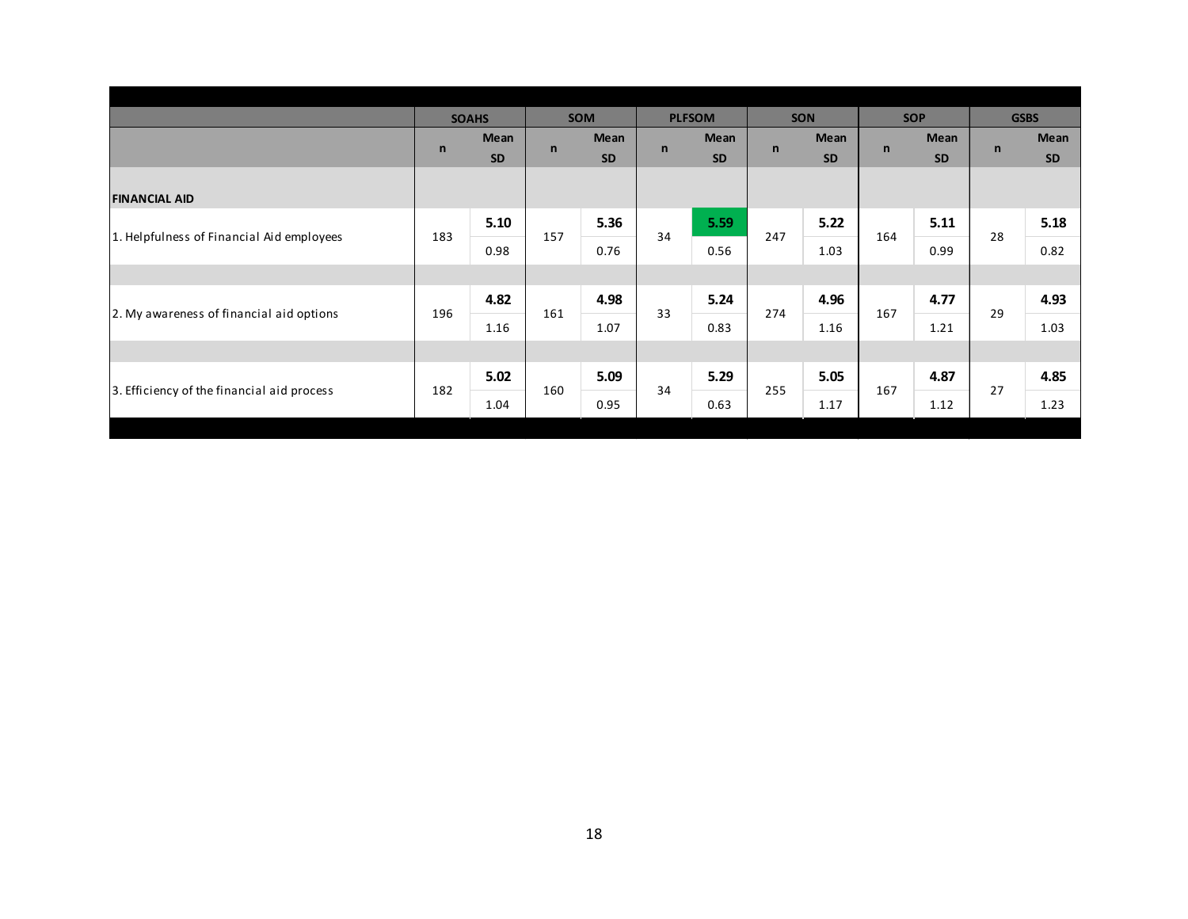| | SOAHS | | SOM | | PLFSOM | | SON | | SOP | | GSBS | |
|---|---|---|---|---|---|---|---|---|---|---|---|---|
| | n | Mean<br>SD | n | Mean<br>SD | n | Mean<br>SD | n | Mean<br>SD | n | Mean<br>SD | n | Mean<br>SD |
| **FINANCIAL AID** | | | | | | | | | | | | |
| 1. Helpfulness of Financial Aid employees | 183 | **5.10**<br>0.98 | 157 | **5.36**<br>0.76 | 34 | **5.59**<br>0.56 | 247 | **5.22**<br>1.03 | 164 | **5.11**<br>0.99 | 28 | **5.18**<br>0.82 |
| 2. My awareness of financial aid options | 196 | **4.82**<br>1.16 | 161 | **4.98**<br>1.07 | 33 | **5.24**<br>0.83 | 274 | **4.96**<br>1.16 | 167 | **4.77**<br>1.21 | 29 | **4.93**<br>1.03 |
| 3. Efficiency of the financial aid process | 182 | **5.02**<br>1.04 | 160 | **5.09**<br>0.95 | 34 | **5.29**<br>0.63 | 255 | **5.05**<br>1.17 | 167 | **4.87**<br>1.12 | 27 | **4.85**<br>1.23 |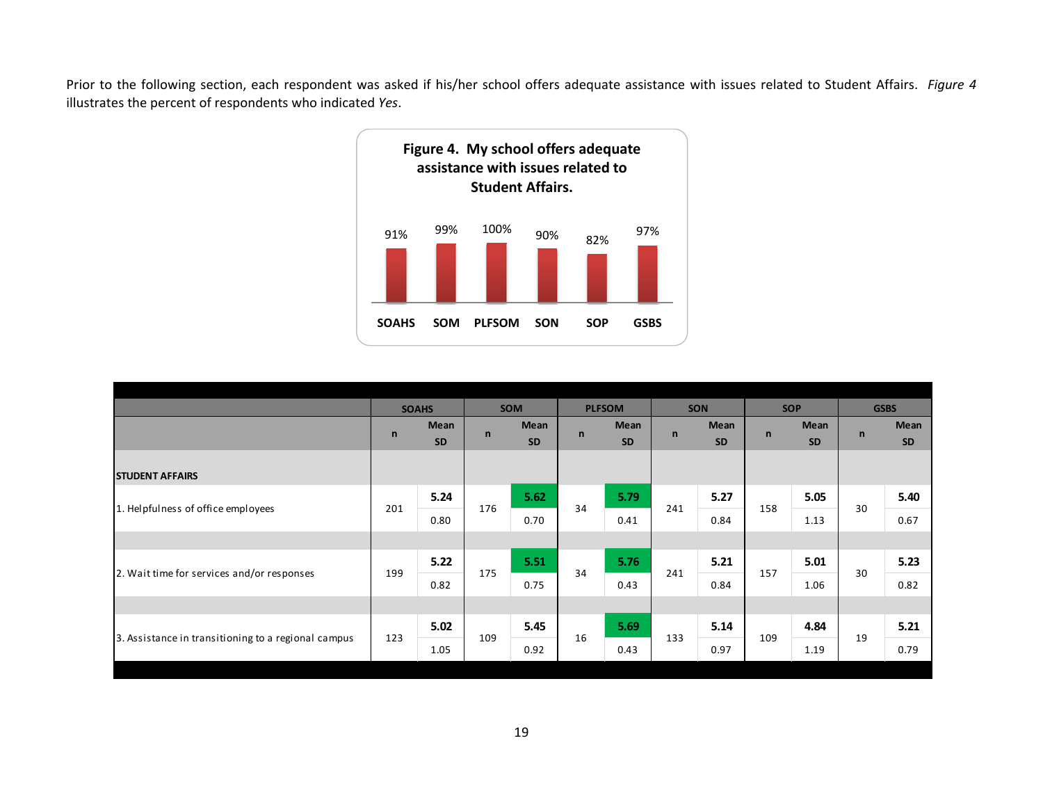Prior to the following section, each respondent was asked if his/her school offers adequate assistance with issues related to Student Affairs. *Figure 4* illustrates the percent of respondents who indicated *Yes*.

**Figure 4. My school offers adequate assistance with issues related to Student Affairs.**

| SOAHS | SOM | PLFSOM | SON | SOP | GSBS |
|---|---|---|---|---|---|
| 91% | 99% | 100% | 90% | 82% | 97% |

| | SOAHS | | SOM | | PLFSOM | | SON | | SOP | | GSBS | |
|---|---|---|---|---|---|---|---|---|---|---|---|---|
| | n | Mean / SD | n | Mean / SD | n | Mean / SD | n | Mean / SD | n | Mean / SD | n | Mean / SD |
| **STUDENT AFFAIRS** | | | | | | | | | | | | |
| 1. Helpfulness of office employees | 201 | **5.24** / 0.80 | 176 | **5.62** / 0.70 | 34 | **5.79** / 0.41 | 241 | **5.27** / 0.84 | 158 | **5.05** / 1.13 | 30 | **5.40** / 0.67 |
| 2. Wait time for services and/or responses | 199 | **5.22** / 0.82 | 175 | **5.51** / 0.75 | 34 | **5.76** / 0.43 | 241 | **5.21** / 0.84 | 157 | **5.01** / 1.06 | 30 | **5.23** / 0.82 |
| 3. Assistance in transitioning to a regional campus | 123 | **5.02** / 1.05 | 109 | **5.45** / 0.92 | 16 | **5.69** / 0.43 | 133 | **5.14** / 0.97 | 109 | **4.84** / 1.19 | 19 | **5.21** / 0.79 |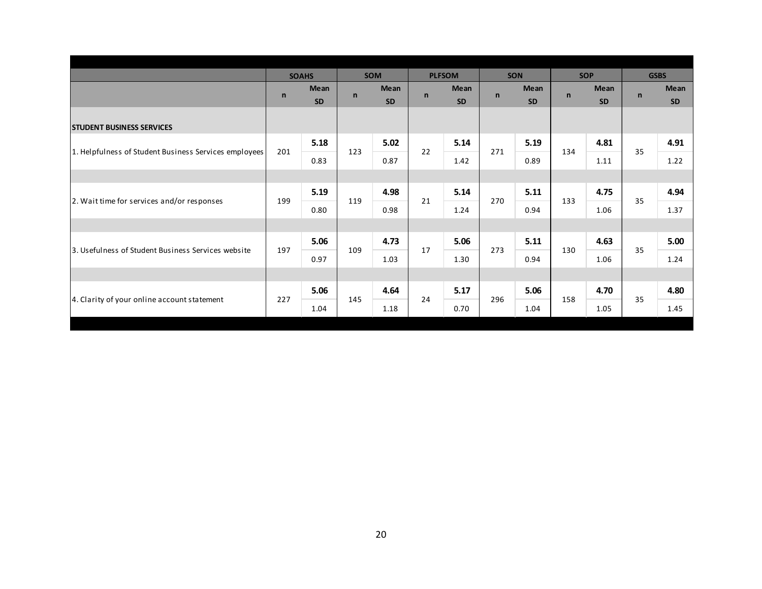| | SOAHS | | SOM | | PLFSOM | | SON | | SOP | | GSBS | |
|---|---|---|---|---|---|---|---|---|---|---|---|---|
| | n | Mean SD | n | Mean SD | n | Mean SD | n | Mean SD | n | Mean SD | n | Mean SD |
| **STUDENT BUSINESS SERVICES** | | | | | | | | | | | | |
| 1. Helpfulness of Student Business Services employees | 201 | **5.18** 0.83 | 123 | **5.02** 0.87 | 22 | **5.14** 1.42 | 271 | **5.19** 0.89 | 134 | **4.81** 1.11 | 35 | **4.91** 1.22 |
| 2. Wait time for services and/or responses | 199 | **5.19** 0.80 | 119 | **4.98** 0.98 | 21 | **5.14** 1.24 | 270 | **5.11** 0.94 | 133 | **4.75** 1.06 | 35 | **4.94** 1.37 |
| 3. Usefulness of Student Business Services website | 197 | **5.06** 0.97 | 109 | **4.73** 1.03 | 17 | **5.06** 1.30 | 273 | **5.11** 0.94 | 130 | **4.63** 1.06 | 35 | **5.00** 1.24 |
| 4. Clarity of your online account statement | 227 | **5.06** 1.04 | 145 | **4.64** 1.18 | 24 | **5.17** 0.70 | 296 | **5.06** 1.04 | 158 | **4.70** 1.05 | 35 | **4.80** 1.45 |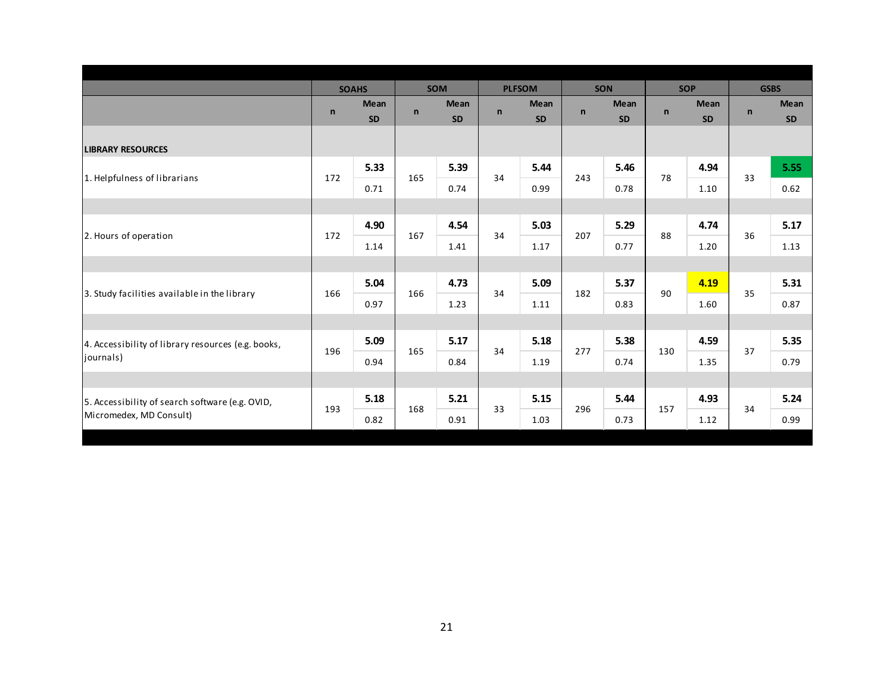| | SOAHS | | SOM | | PLFSOM | | SON | | SOP | | GSBS | |
|---|---|---|---|---|---|---|---|---|---|---|---|---|
| | n | Mean SD | n | Mean SD | n | Mean SD | n | Mean SD | n | Mean SD | n | Mean SD |
| **LIBRARY RESOURCES** | | | | | | | | | | | | |
| 1. Helpfulness of librarians | 172 | **5.33** 0.71 | 165 | **5.39** 0.74 | 34 | **5.44** 0.99 | 243 | **5.46** 0.78 | 78 | **4.94** 1.10 | 33 | **5.55** 0.62 |
| 2. Hours of operation | 172 | **4.90** 1.14 | 167 | **4.54** 1.41 | 34 | **5.03** 1.17 | 207 | **5.29** 0.77 | 88 | **4.74** 1.20 | 36 | **5.17** 1.13 |
| 3. Study facilities available in the library | 166 | **5.04** 0.97 | 166 | **4.73** 1.23 | 34 | **5.09** 1.11 | 182 | **5.37** 0.83 | 90 | **4.19** 1.60 | 35 | **5.31** 0.87 |
| 4. Accessibility of library resources (e.g. books, journals) | 196 | **5.09** 0.94 | 165 | **5.17** 0.84 | 34 | **5.18** 1.19 | 277 | **5.38** 0.74 | 130 | **4.59** 1.35 | 37 | **5.35** 0.79 |
| 5. Accessibility of search software (e.g. OVID, Micromedex, MD Consult) | 193 | **5.18** 0.82 | 168 | **5.21** 0.91 | 33 | **5.15** 1.03 | 296 | **5.44** 0.73 | 157 | **4.93** 1.12 | 34 | **5.24** 0.99 |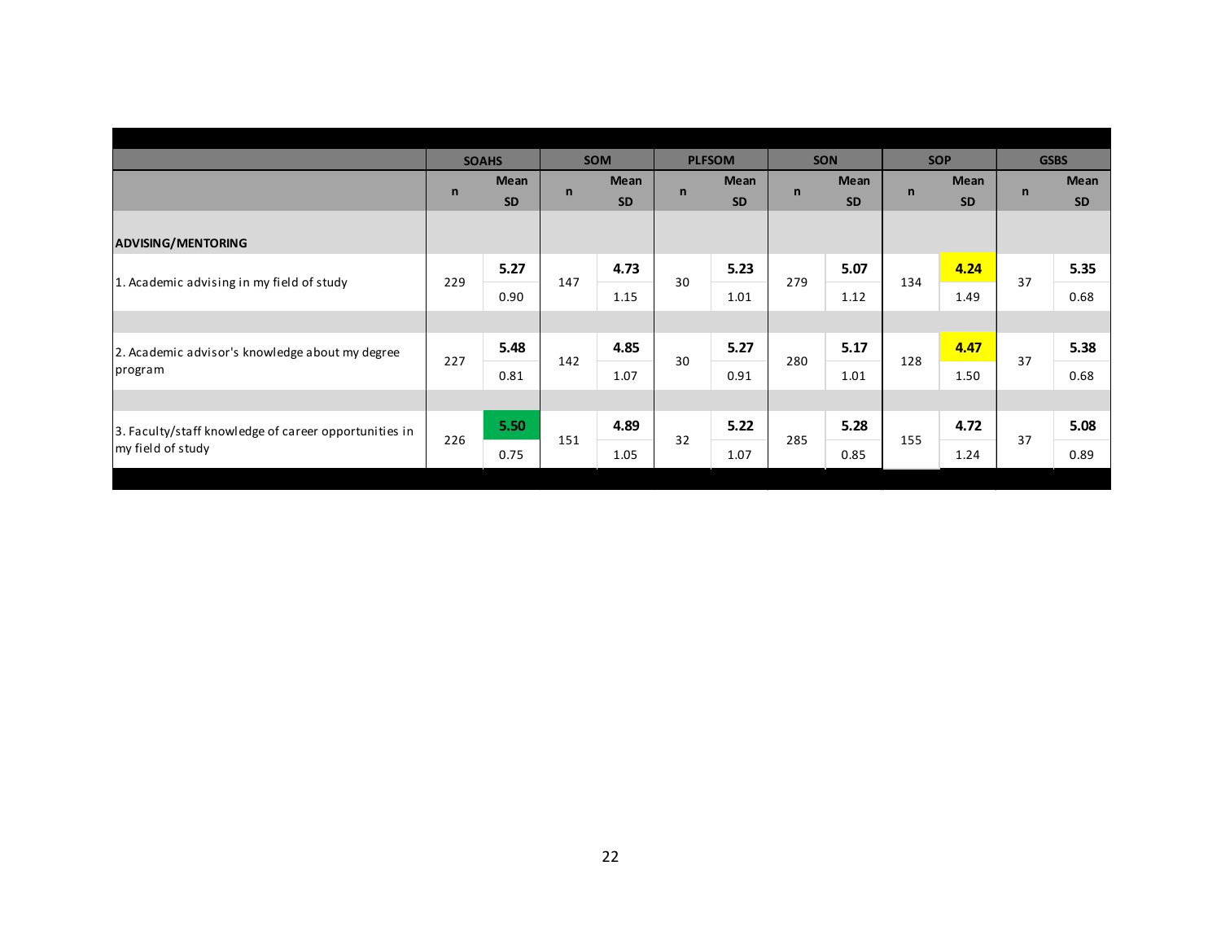| | SOAHS | | SOM | | PLFSOM | | SON | | SOP | | GSBS | |
|---|---|---|---|---|---|---|---|---|---|---|---|---|
| | n | Mean<br>SD | n | Mean<br>SD | n | Mean<br>SD | n | Mean<br>SD | n | Mean<br>SD | n | Mean<br>SD |
| **ADVISING/MENTORING** | | | | | | | | | | | | |
| 1. Academic advising in my field of study | 229 | **5.27**<br>0.90 | 147 | **4.73**<br>1.15 | 30 | **5.23**<br>1.01 | 279 | **5.07**<br>1.12 | 134 | **4.24**<br>1.49 | 37 | **5.35**<br>0.68 |
| 2. Academic advisor's knowledge about my degree program | 227 | **5.48**<br>0.81 | 142 | **4.85**<br>1.07 | 30 | **5.27**<br>0.91 | 280 | **5.17**<br>1.01 | 128 | **4.47**<br>1.50 | 37 | **5.38**<br>0.68 |
| 3. Faculty/staff knowledge of career opportunities in my field of study | 226 | **5.50**<br>0.75 | 151 | **4.89**<br>1.05 | 32 | **5.22**<br>1.07 | 285 | **5.28**<br>0.85 | 155 | **4.72**<br>1.24 | 37 | **5.08**<br>0.89 |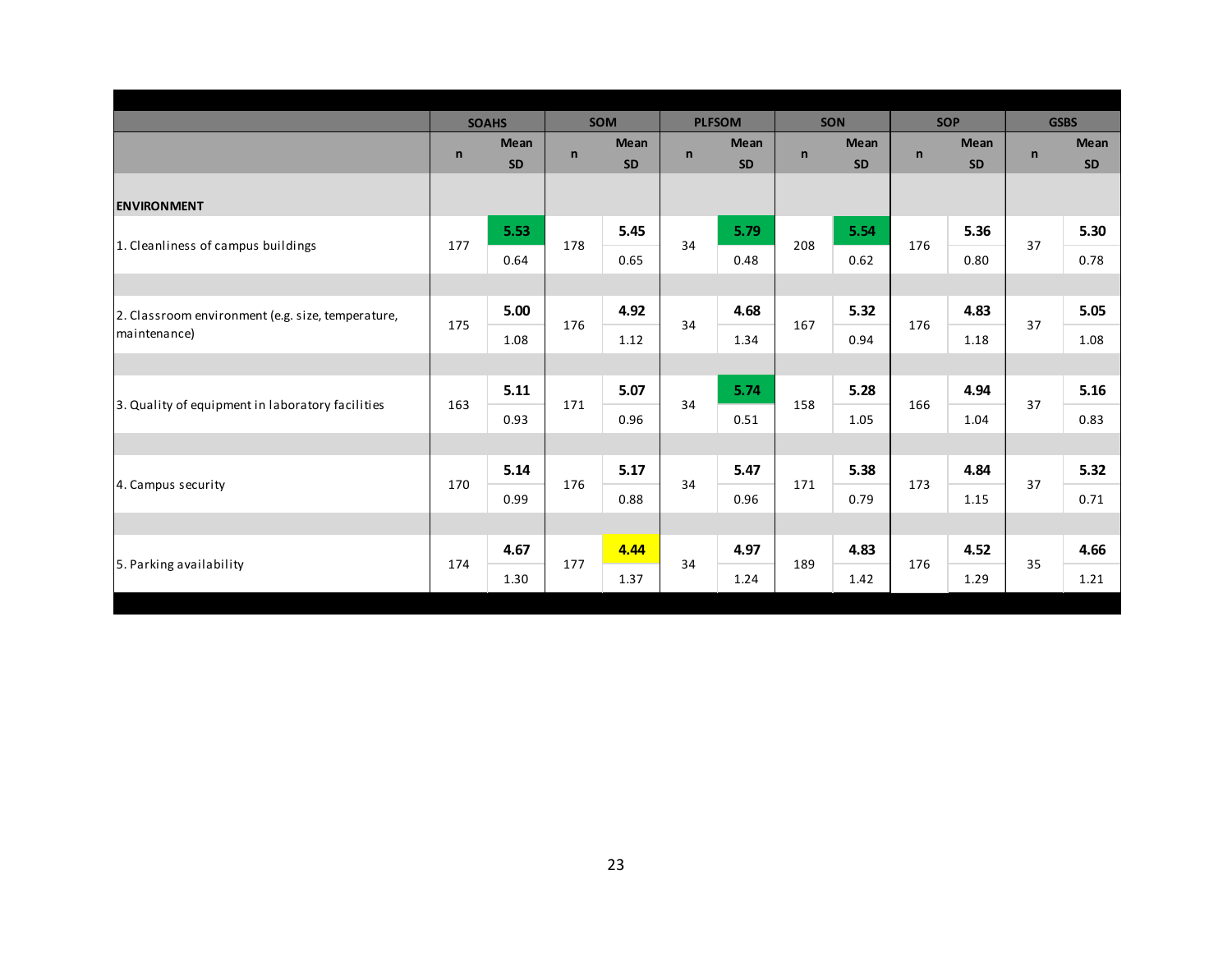| | SOAHS | | SOM | | PLFSOM | | SON | | SOP | | GSBS | |
|---|---|---|---|---|---|---|---|---|---|---|---|---|
| | n | Mean SD | n | Mean SD | n | Mean SD | n | Mean SD | n | Mean SD | n | Mean SD |
| **ENVIRONMENT** | | | | | | | | | | | | |
| 1. Cleanliness of campus buildings | 177 | **5.53** 0.64 | 178 | **5.45** 0.65 | 34 | **5.79** 0.48 | 208 | **5.54** 0.62 | 176 | **5.36** 0.80 | 37 | **5.30** 0.78 |
| 2. Classroom environment (e.g. size, temperature, maintenance) | 175 | **5.00** 1.08 | 176 | **4.92** 1.12 | 34 | **4.68** 1.34 | 167 | **5.32** 0.94 | 176 | **4.83** 1.18 | 37 | **5.05** 1.08 |
| 3. Quality of equipment in laboratory facilities | 163 | **5.11** 0.93 | 171 | **5.07** 0.96 | 34 | **5.74** 0.51 | 158 | **5.28** 1.05 | 166 | **4.94** 1.04 | 37 | **5.16** 0.83 |
| 4. Campus security | 170 | **5.14** 0.99 | 176 | **5.17** 0.88 | 34 | **5.47** 0.96 | 171 | **5.38** 0.79 | 173 | **4.84** 1.15 | 37 | **5.32** 0.71 |
| 5. Parking availability | 174 | **4.67** 1.30 | 177 | **4.44** 1.37 | 34 | **4.97** 1.24 | 189 | **4.83** 1.42 | 176 | **4.52** 1.29 | 35 | **4.66** 1.21 |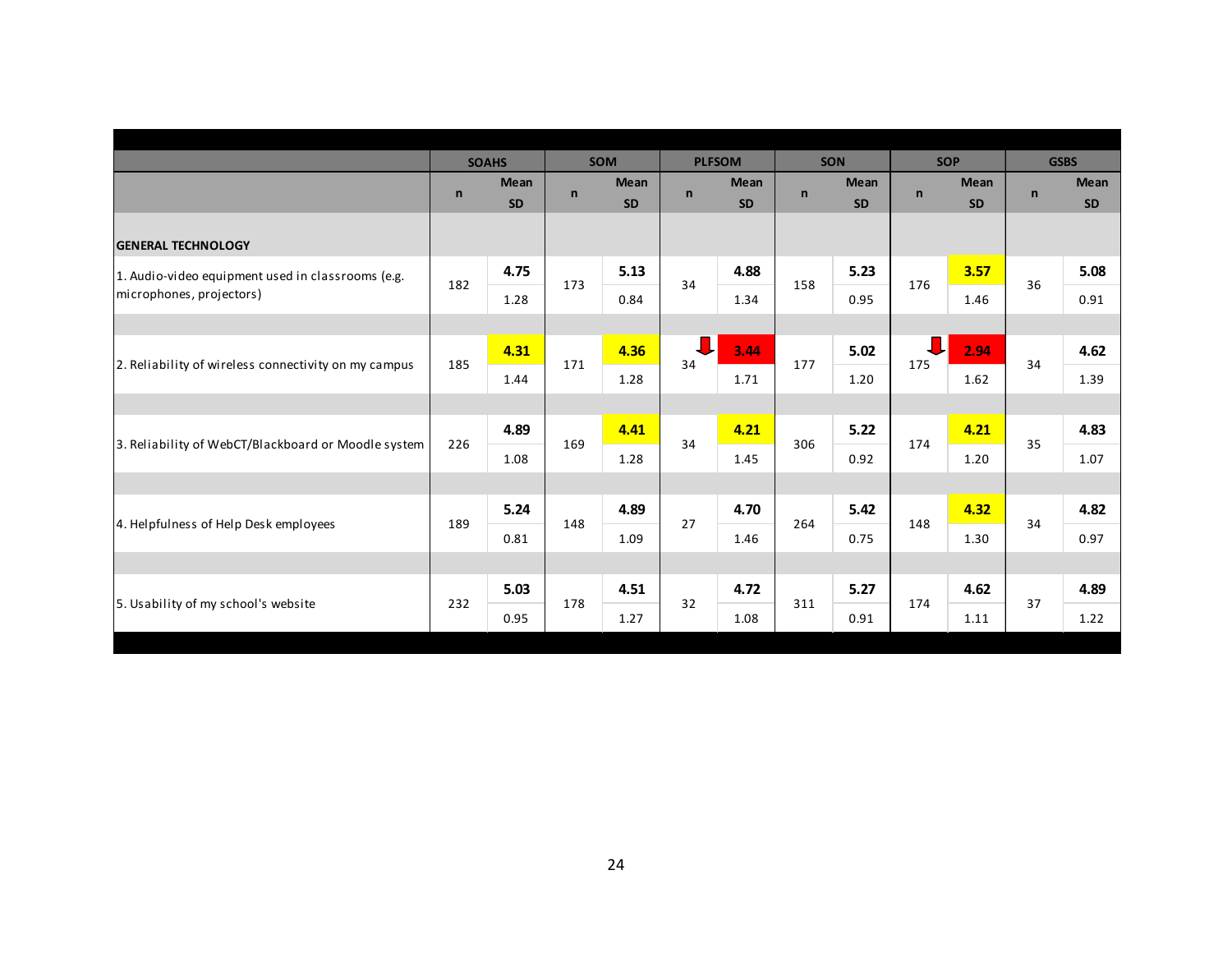| | SOAHS | | SOM | | PLFSOM | | SON | | SOP | | GSBS | |
|---|---|---|---|---|---|---|---|---|---|---|---|---|
| | n | Mean / SD | n | Mean / SD | n | Mean / SD | n | Mean / SD | n | Mean / SD | n | Mean / SD |
| **GENERAL TECHNOLOGY** | | | | | | | | | | | | |
| 1. Audio-video equipment used in classrooms (e.g. microphones, projectors) | 182 | **4.75** / 1.28 | 173 | **5.13** / 0.84 | 34 | **4.88** / 1.34 | 158 | **5.23** / 0.95 | 176 | **3.57** / 1.46 | 36 | **5.08** / 0.91 |
| 2. Reliability of wireless connectivity on my campus | 185 | **4.31** / 1.44 | 171 | **4.36** / 1.28 | 34 | **3.44** / 1.71 | 177 | **5.02** / 1.20 | 175 | **2.94** / 1.62 | 34 | **4.62** / 1.39 |
| 3. Reliability of WebCT/Blackboard or Moodle system | 226 | **4.89** / 1.08 | 169 | **4.41** / 1.28 | 34 | **4.21** / 1.45 | 306 | **5.22** / 0.92 | 174 | **4.21** / 1.20 | 35 | **4.83** / 1.07 |
| 4. Helpfulness of Help Desk employees | 189 | **5.24** / 0.81 | 148 | **4.89** / 1.09 | 27 | **4.70** / 1.46 | 264 | **5.42** / 0.75 | 148 | **4.32** / 1.30 | 34 | **4.82** / 0.97 |
| 5. Usability of my school's website | 232 | **5.03** / 0.95 | 178 | **4.51** / 1.27 | 32 | **4.72** / 1.08 | 311 | **5.27** / 0.91 | 174 | **4.62** / 1.11 | 37 | **4.89** / 1.22 |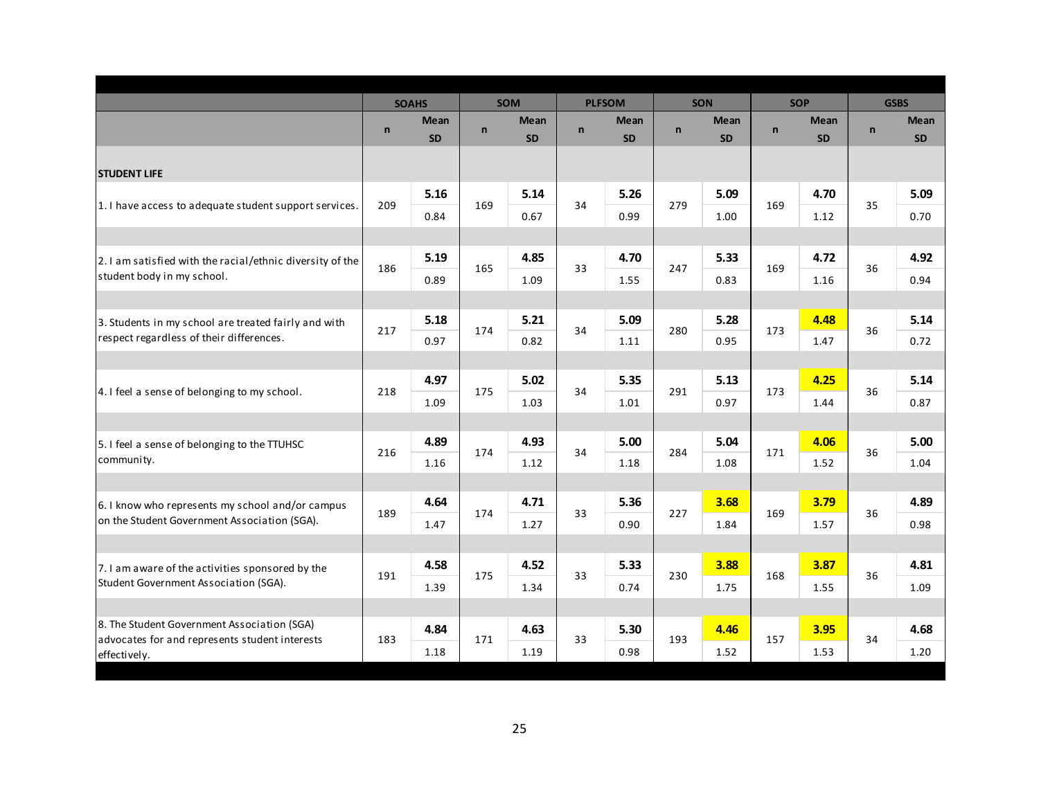| | SOAHS | | SOM | | PLFSOM | | SON | | SOP | | GSBS | |
|---|---|---|---|---|---|---|---|---|---|---|---|---|
| | n | Mean<br>SD | n | Mean<br>SD | n | Mean<br>SD | n | Mean<br>SD | n | Mean<br>SD | n | Mean<br>SD |
| **STUDENT LIFE** | | | | | | | | | | | | |
| 1. I have access to adequate student support services. | 209 | **5.16**<br>0.84 | 169 | **5.14**<br>0.67 | 34 | **5.26**<br>0.99 | 279 | **5.09**<br>1.00 | 169 | **4.70**<br>1.12 | 35 | **5.09**<br>0.70 |
| 2. I am satisfied with the racial/ethnic diversity of the student body in my school. | 186 | **5.19**<br>0.89 | 165 | **4.85**<br>1.09 | 33 | **4.70**<br>1.55 | 247 | **5.33**<br>0.83 | 169 | **4.72**<br>1.16 | 36 | **4.92**<br>0.94 |
| 3. Students in my school are treated fairly and with respect regardless of their differences. | 217 | **5.18**<br>0.97 | 174 | **5.21**<br>0.82 | 34 | **5.09**<br>1.11 | 280 | **5.28**<br>0.95 | 173 | **4.48**<br>1.47 | 36 | **5.14**<br>0.72 |
| 4. I feel a sense of belonging to my school. | 218 | **4.97**<br>1.09 | 175 | **5.02**<br>1.03 | 34 | **5.35**<br>1.01 | 291 | **5.13**<br>0.97 | 173 | **4.25**<br>1.44 | 36 | **5.14**<br>0.87 |
| 5. I feel a sense of belonging to the TTUHSC community. | 216 | **4.89**<br>1.16 | 174 | **4.93**<br>1.12 | 34 | **5.00**<br>1.18 | 284 | **5.04**<br>1.08 | 171 | **4.06**<br>1.52 | 36 | **5.00**<br>1.04 |
| 6. I know who represents my school and/or campus on the Student Government Association (SGA). | 189 | **4.64**<br>1.47 | 174 | **4.71**<br>1.27 | 33 | **5.36**<br>0.90 | 227 | **3.68**<br>1.84 | 169 | **3.79**<br>1.57 | 36 | **4.89**<br>0.98 |
| 7. I am aware of the activities sponsored by the Student Government Association (SGA). | 191 | **4.58**<br>1.39 | 175 | **4.52**<br>1.34 | 33 | **5.33**<br>0.74 | 230 | **3.88**<br>1.75 | 168 | **3.87**<br>1.55 | 36 | **4.81**<br>1.09 |
| 8. The Student Government Association (SGA) advocates for and represents student interests effectively. | 183 | **4.84**<br>1.18 | 171 | **4.63**<br>1.19 | 33 | **5.30**<br>0.98 | 193 | **4.46**<br>1.52 | 157 | **3.95**<br>1.53 | 34 | **4.68**<br>1.20 |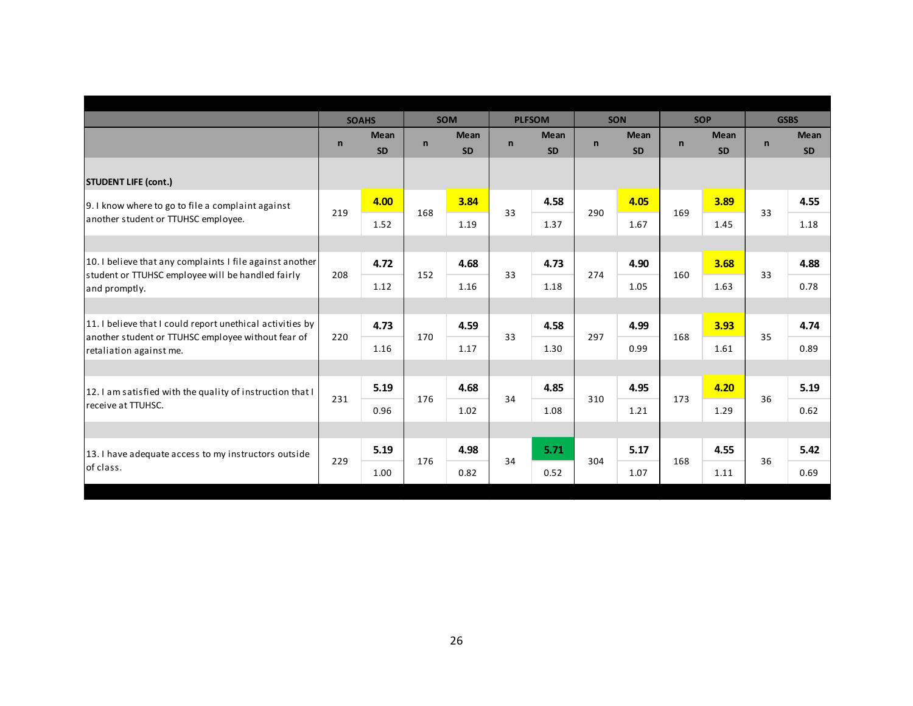| | SOAHS | | SOM | | PLFSOM | | SON | | SOP | | GSBS | |
|---|---|---|---|---|---|---|---|---|---|---|---|---|
| | n | Mean<br>SD | n | Mean<br>SD | n | Mean<br>SD | n | Mean<br>SD | n | Mean<br>SD | n | Mean<br>SD |
| **STUDENT LIFE (cont.)** | | | | | | | | | | | | |
| 9. I know where to go to file a complaint against another student or TTUHSC employee. | 219 | **4.00**<br>1.52 | 168 | **3.84**<br>1.19 | 33 | **4.58**<br>1.37 | 290 | **4.05**<br>1.67 | 169 | **3.89**<br>1.45 | 33 | **4.55**<br>1.18 |
| 10. I believe that any complaints I file against another student or TTUHSC employee will be handled fairly and promptly. | 208 | **4.72**<br>1.12 | 152 | **4.68**<br>1.16 | 33 | **4.73**<br>1.18 | 274 | **4.90**<br>1.05 | 160 | **3.68**<br>1.63 | 33 | **4.88**<br>0.78 |
| 11. I believe that I could report unethical activities by another student or TTUHSC employee without fear of retaliation against me. | 220 | **4.73**<br>1.16 | 170 | **4.59**<br>1.17 | 33 | **4.58**<br>1.30 | 297 | **4.99**<br>0.99 | 168 | **3.93**<br>1.61 | 35 | **4.74**<br>0.89 |
| 12. I am satisfied with the quality of instruction that I receive at TTUHSC. | 231 | **5.19**<br>0.96 | 176 | **4.68**<br>1.02 | 34 | **4.85**<br>1.08 | 310 | **4.95**<br>1.21 | 173 | **4.20**<br>1.29 | 36 | **5.19**<br>0.62 |
| 13. I have adequate access to my instructors outside of class. | 229 | **5.19**<br>1.00 | 176 | **4.98**<br>0.82 | 34 | **5.71**<br>0.52 | 304 | **5.17**<br>1.07 | 168 | **4.55**<br>1.11 | 36 | **5.42**<br>0.69 |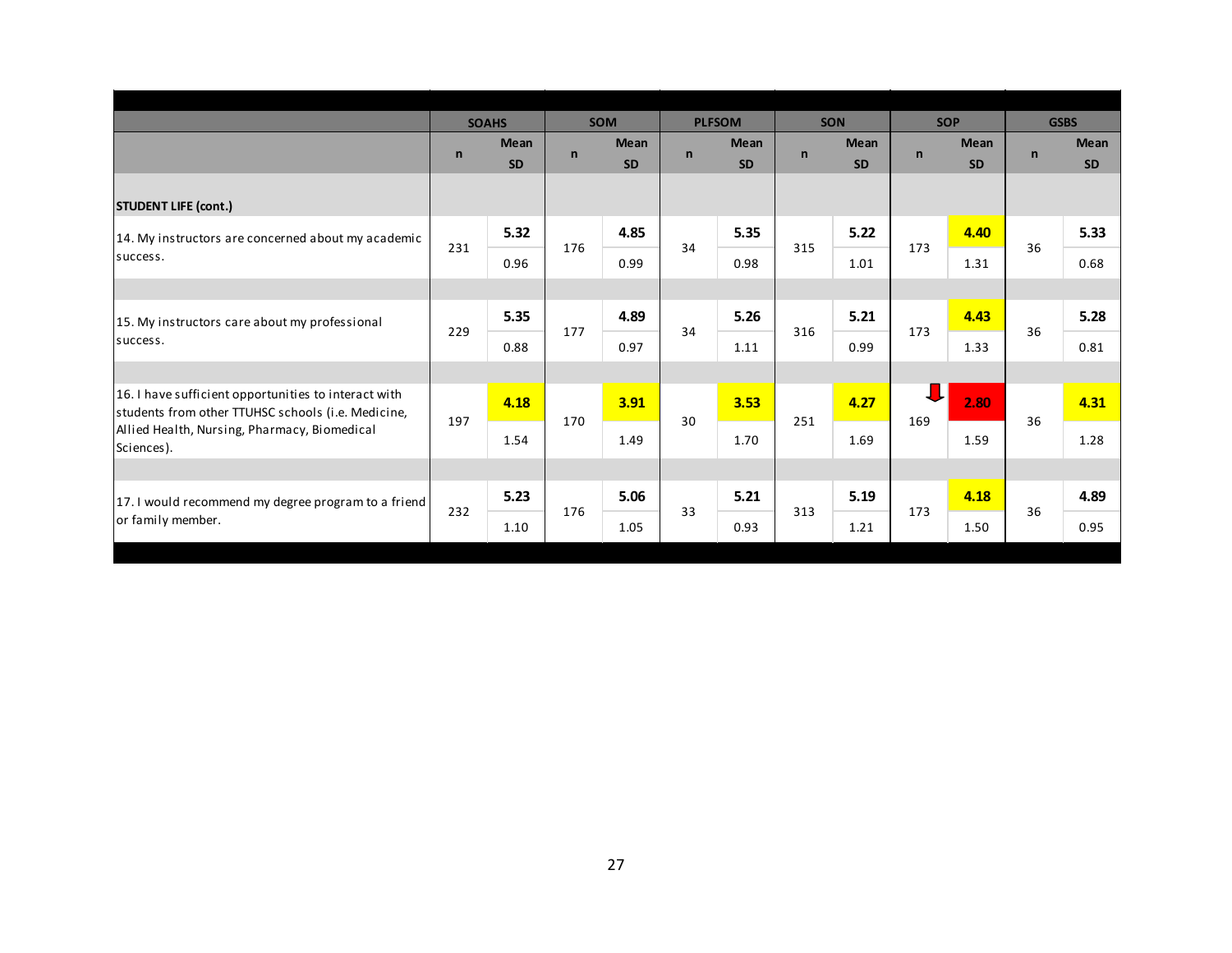| | SOAHS | | SOM | | PLFSOM | | SON | | SOP | | GSBS | |
|---|---|---|---|---|---|---|---|---|---|---|---|---|
| | n | Mean SD | n | Mean SD | n | Mean SD | n | Mean SD | n | Mean SD | n | Mean SD |
| **STUDENT LIFE (cont.)** | | | | | | | | | | | | |
| 14. My instructors are concerned about my academic success. | 231 | **5.32** 0.96 | 176 | **4.85** 0.99 | 34 | **5.35** 0.98 | 315 | **5.22** 1.01 | 173 | **4.40** 1.31 | 36 | **5.33** 0.68 |
| 15. My instructors care about my professional success. | 229 | **5.35** 0.88 | 177 | **4.89** 0.97 | 34 | **5.26** 1.11 | 316 | **5.21** 0.99 | 173 | **4.43** 1.33 | 36 | **5.28** 0.81 |
| 16. I have sufficient opportunities to interact with students from other TTUHSC schools (i.e. Medicine, Allied Health, Nursing, Pharmacy, Biomedical Sciences). | 197 | **4.18** 1.54 | 170 | **3.91** 1.49 | 30 | **3.53** 1.70 | 251 | **4.27** 1.69 | 169 | **2.80** 1.59 | 36 | **4.31** 1.28 |
| 17. I would recommend my degree program to a friend or family member. | 232 | **5.23** 1.10 | 176 | **5.06** 1.05 | 33 | **5.21** 0.93 | 313 | **5.19** 1.21 | 173 | **4.18** 1.50 | 36 | **4.89** 0.95 |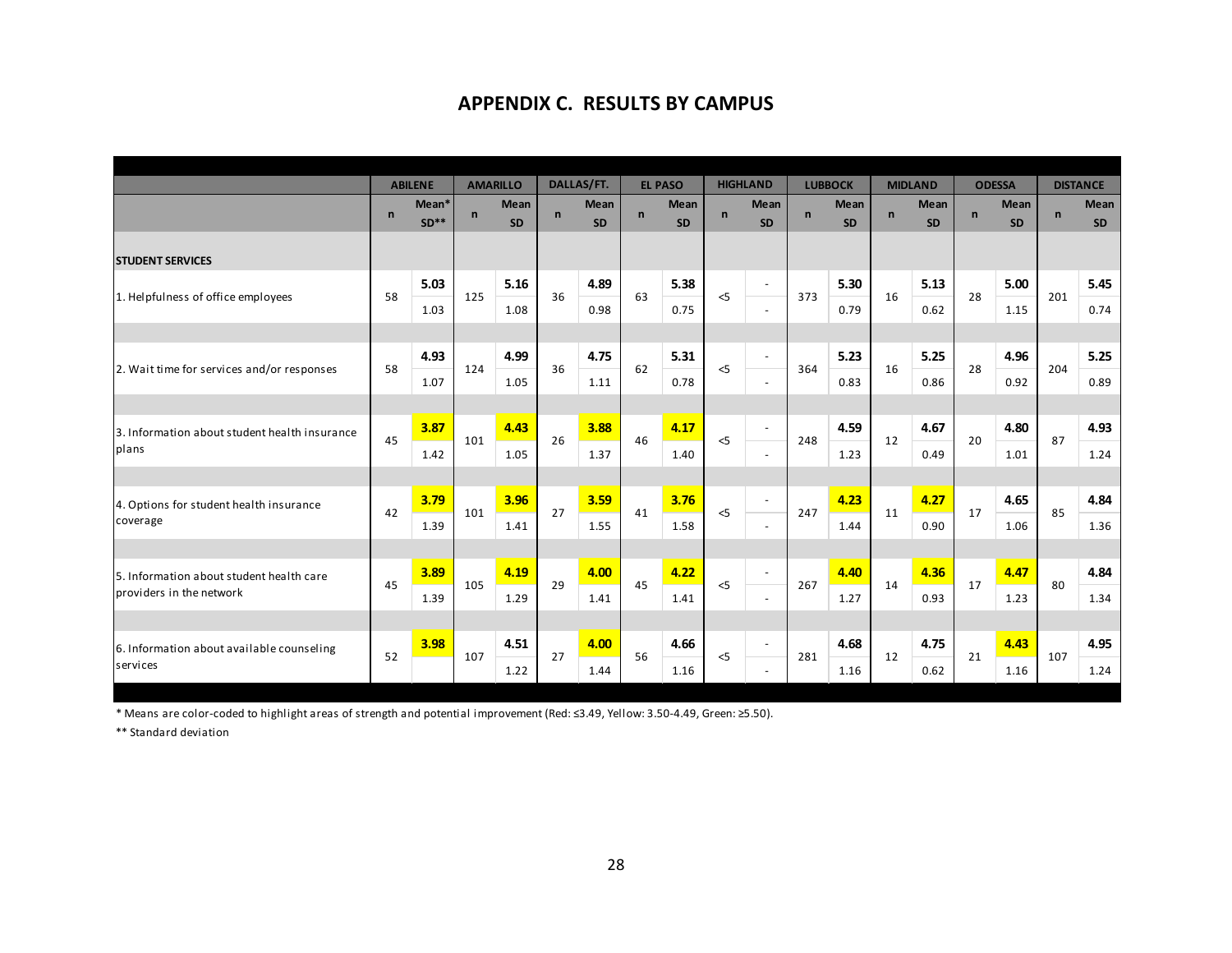## APPENDIX C. RESULTS BY CAMPUS

| | ABILENE | | AMARILLO | | DALLAS/FT. | | EL PASO | | HIGHLAND | | LUBBOCK | | MIDLAND | | ODESSA | | DISTANCE | |
|---|---|---|---|---|---|---|---|---|---|---|---|---|---|---|---|---|---|---|
| | n | Mean* SD** | n | Mean SD | n | Mean SD | n | Mean SD | n | Mean SD | n | Mean SD | n | Mean SD | n | Mean SD | n | Mean SD |
| **STUDENT SERVICES** | | | | | | | | | | | | | | | | | | |
| 1. Helpfulness of office employees | 58 | **5.03** 1.03 | 125 | **5.16** 1.08 | 36 | **4.89** 0.98 | 63 | **5.38** 0.75 | <5 | - - | 373 | **5.30** 0.79 | 16 | **5.13** 0.62 | 28 | **5.00** 1.15 | 201 | **5.45** 0.74 |
| 2. Wait time for services and/or responses | 58 | **4.93** 1.07 | 124 | **4.99** 1.05 | 36 | **4.75** 1.11 | 62 | **5.31** 0.78 | <5 | - - | 364 | **5.23** 0.83 | 16 | **5.25** 0.86 | 28 | **4.96** 0.92 | 204 | **5.25** 0.89 |
| 3. Information about student health insurance plans | 45 | **3.87** 1.42 | 101 | **4.43** 1.05 | 26 | **3.88** 1.37 | 46 | **4.17** 1.40 | <5 | - - | 248 | **4.59** 1.23 | 12 | **4.67** 0.49 | 20 | **4.80** 1.01 | 87 | **4.93** 1.24 |
| 4. Options for student health insurance coverage | 42 | **3.79** 1.39 | 101 | **3.96** 1.41 | 27 | **3.59** 1.55 | 41 | **3.76** 1.58 | <5 | - - | 247 | **4.23** 1.44 | 11 | **4.27** 0.90 | 17 | **4.65** 1.06 | 85 | **4.84** 1.36 |
| 5. Information about student health care providers in the network | 45 | **3.89** 1.39 | 105 | **4.19** 1.29 | 29 | **4.00** 1.41 | 45 | **4.22** 1.41 | <5 | - - | 267 | **4.40** 1.27 | 14 | **4.36** 0.93 | 17 | **4.47** 1.23 | 80 | **4.84** 1.34 |
| 6. Information about available counseling services | 52 | **3.98** | 107 | **4.51** 1.22 | 27 | **4.00** 1.44 | 56 | **4.66** 1.16 | <5 | - - | 281 | **4.68** 1.16 | 12 | **4.75** 0.62 | 21 | **4.43** 1.16 | 107 | **4.95** 1.24 |

\* Means are color-coded to highlight areas of strength and potential improvement (Red: ≤3.49, Yellow: 3.50-4.49, Green: ≥5.50).

\*\* Standard deviation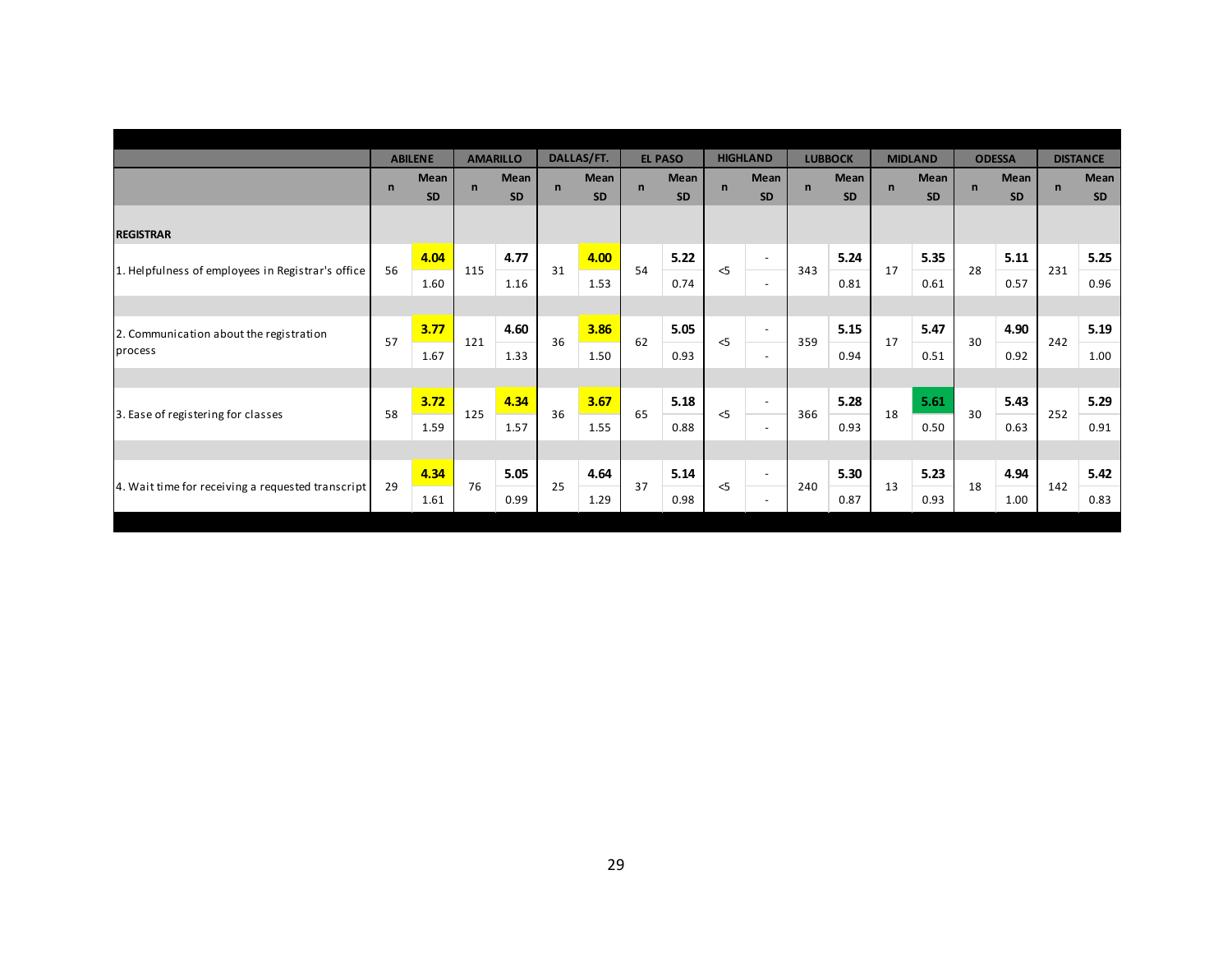| | ABILENE | | AMARILLO | | DALLAS/FT. | | EL PASO | | HIGHLAND | | LUBBOCK | | MIDLAND | | ODESSA | | DISTANCE | |
|---|---|---|---|---|---|---|---|---|---|---|---|---|---|---|---|---|---|---|
| | n | Mean / SD | n | Mean / SD | n | Mean / SD | n | Mean / SD | n | Mean / SD | n | Mean / SD | n | Mean / SD | n | Mean / SD | n | Mean / SD |
| **REGISTRAR** | | | | | | | | | | | | | | | | | | |
| 1. Helpfulness of employees in Registrar's office | 56 | **4.04** / 1.60 | 115 | **4.77** / 1.16 | 31 | **4.00** / 1.53 | 54 | **5.22** / 0.74 | <5 | - / - | 343 | **5.24** / 0.81 | 17 | **5.35** / 0.61 | 28 | **5.11** / 0.57 | 231 | **5.25** / 0.96 |
| 2. Communication about the registration process | 57 | **3.77** / 1.67 | 121 | **4.60** / 1.33 | 36 | **3.86** / 1.50 | 62 | **5.05** / 0.93 | <5 | - / - | 359 | **5.15** / 0.94 | 17 | **5.47** / 0.51 | 30 | **4.90** / 0.92 | 242 | **5.19** / 1.00 |
| 3. Ease of registering for classes | 58 | **3.72** / 1.59 | 125 | **4.34** / 1.57 | 36 | **3.67** / 1.55 | 65 | **5.18** / 0.88 | <5 | - / - | 366 | **5.28** / 0.93 | 18 | **5.61** / 0.50 | 30 | **5.43** / 0.63 | 252 | **5.29** / 0.91 |
| 4. Wait time for receiving a requested transcript | 29 | **4.34** / 1.61 | 76 | **5.05** / 0.99 | 25 | **4.64** / 1.29 | 37 | **5.14** / 0.98 | <5 | - / - | 240 | **5.30** / 0.87 | 13 | **5.23** / 0.93 | 18 | **4.94** / 1.00 | 142 | **5.42** / 0.83 |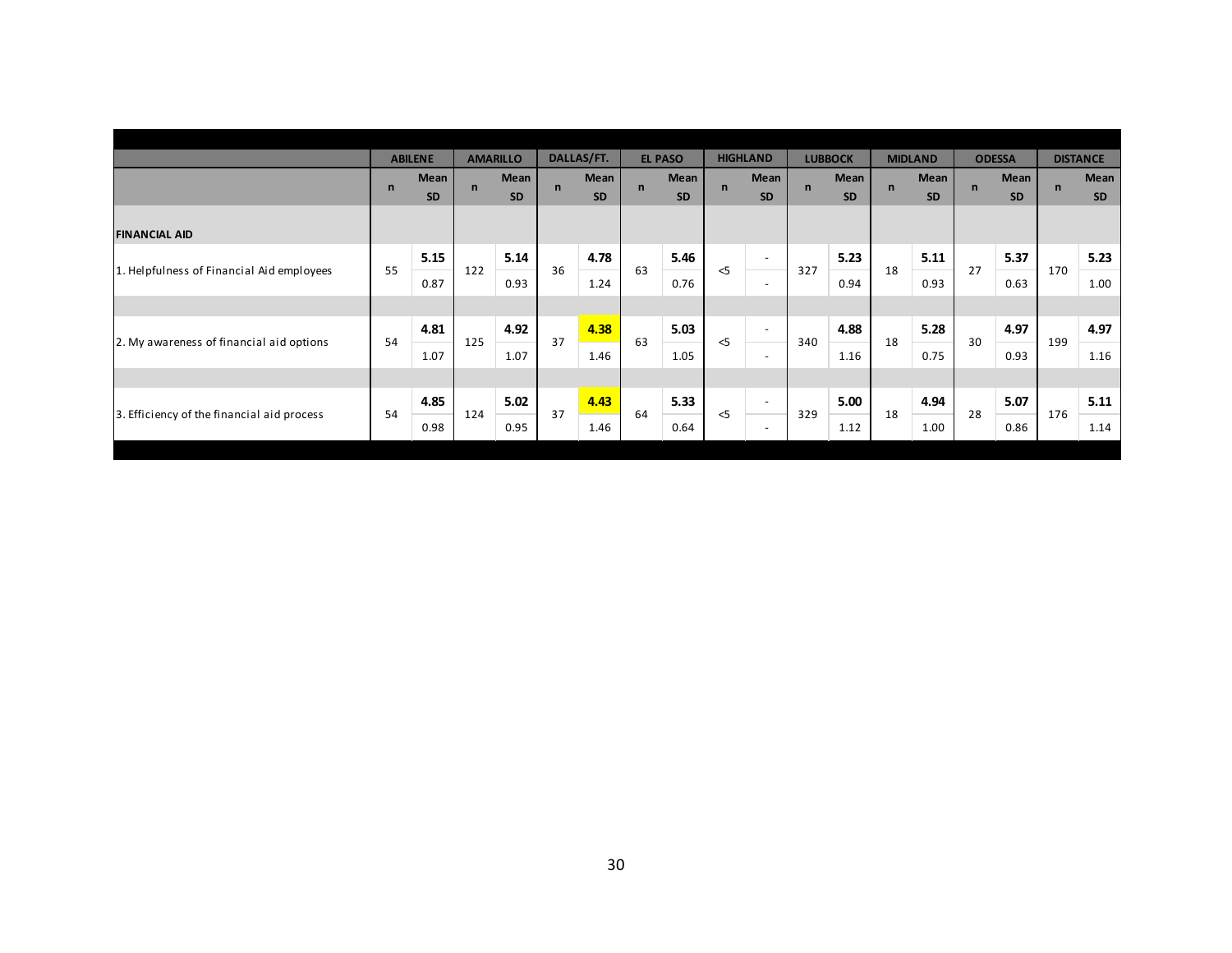| | ABILENE | | AMARILLO | | DALLAS/FT. | | EL PASO | | HIGHLAND | | LUBBOCK | | MIDLAND | | ODESSA | | DISTANCE | |
|---|---|---|---|---|---|---|---|---|---|---|---|---|---|---|---|---|---|---|
| | n | Mean<br>SD | n | Mean<br>SD | n | Mean<br>SD | n | Mean<br>SD | n | Mean<br>SD | n | Mean<br>SD | n | Mean<br>SD | n | Mean<br>SD | n | Mean<br>SD |
| **FINANCIAL AID** | | | | | | | | | | | | | | | | | | |
| 1. Helpfulness of Financial Aid employees | 55 | **5.15**<br>0.87 | 122 | **5.14**<br>0.93 | 36 | **4.78**<br>1.24 | 63 | **5.46**<br>0.76 | <5 | -<br>- | 327 | **5.23**<br>0.94 | 18 | **5.11**<br>0.93 | 27 | **5.37**<br>0.63 | 170 | **5.23**<br>1.00 |
| 2. My awareness of financial aid options | 54 | **4.81**<br>1.07 | 125 | **4.92**<br>1.07 | 37 | **4.38**<br>1.46 | 63 | **5.03**<br>1.05 | <5 | -<br>- | 340 | **4.88**<br>1.16 | 18 | **5.28**<br>0.75 | 30 | **4.97**<br>0.93 | 199 | **4.97**<br>1.16 |
| 3. Efficiency of the financial aid process | 54 | **4.85**<br>0.98 | 124 | **5.02**<br>0.95 | 37 | **4.43**<br>1.46 | 64 | **5.33**<br>0.64 | <5 | -<br>- | 329 | **5.00**<br>1.12 | 18 | **4.94**<br>1.00 | 28 | **5.07**<br>0.86 | 176 | **5.11**<br>1.14 |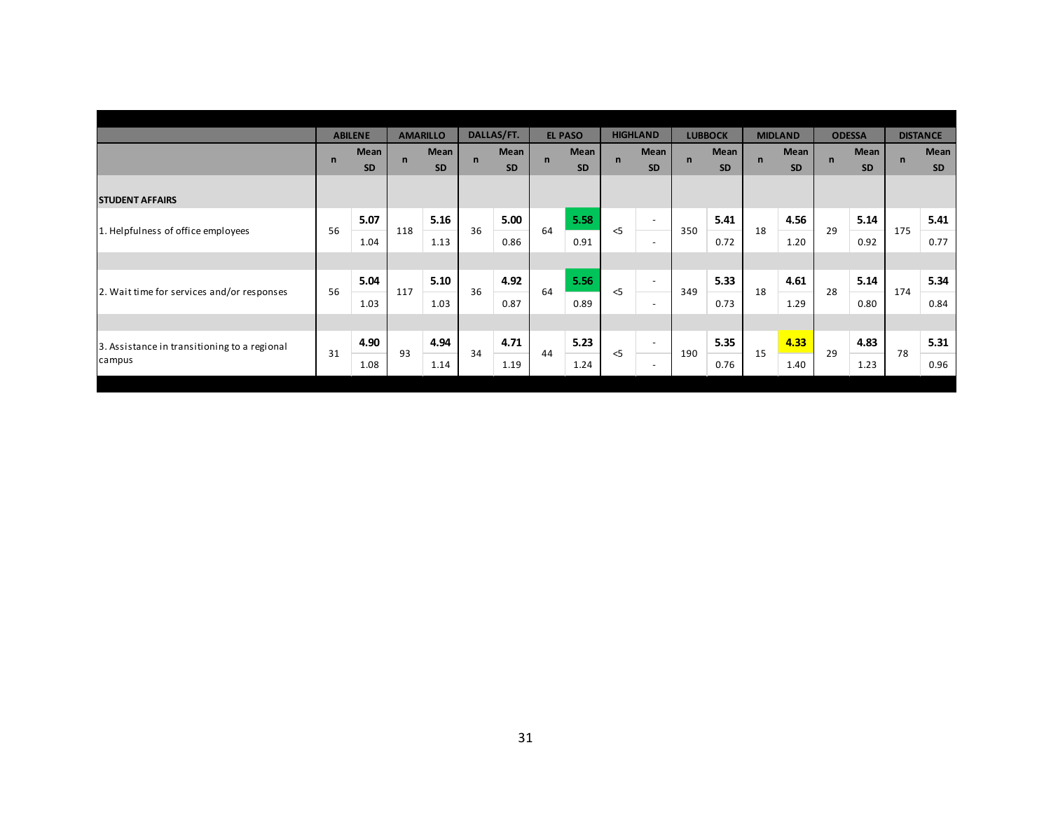| | ABILENE | | AMARILLO | | DALLAS/FT. | | EL PASO | | HIGHLAND | | LUBBOCK | | MIDLAND | | ODESSA | | DISTANCE | |
|---|---|---|---|---|---|---|---|---|---|---|---|---|---|---|---|---|---|---|
| | n | Mean SD | n | Mean SD | n | Mean SD | n | Mean SD | n | Mean SD | n | Mean SD | n | Mean SD | n | Mean SD | n | Mean SD |
| **STUDENT AFFAIRS** | | | | | | | | | | | | | | | | | | |
| 1. Helpfulness of office employees | 56 | **5.07** 1.04 | 118 | **5.16** 1.13 | 36 | **5.00** 0.86 | 64 | **5.58** 0.91 | <5 | - - | 350 | **5.41** 0.72 | 18 | **4.56** 1.20 | 29 | **5.14** 0.92 | 175 | **5.41** 0.77 |
| 2. Wait time for services and/or responses | 56 | **5.04** 1.03 | 117 | **5.10** 1.03 | 36 | **4.92** 0.87 | 64 | **5.56** 0.89 | <5 | - - | 349 | **5.33** 0.73 | 18 | **4.61** 1.29 | 28 | **5.14** 0.80 | 174 | **5.34** 0.84 |
| 3. Assistance in transitioning to a regional campus | 31 | **4.90** 1.08 | 93 | **4.94** 1.14 | 34 | **4.71** 1.19 | 44 | **5.23** 1.24 | <5 | - - | 190 | **5.35** 0.76 | 15 | **4.33** 1.40 | 29 | **4.83** 1.23 | 78 | **5.31** 0.96 |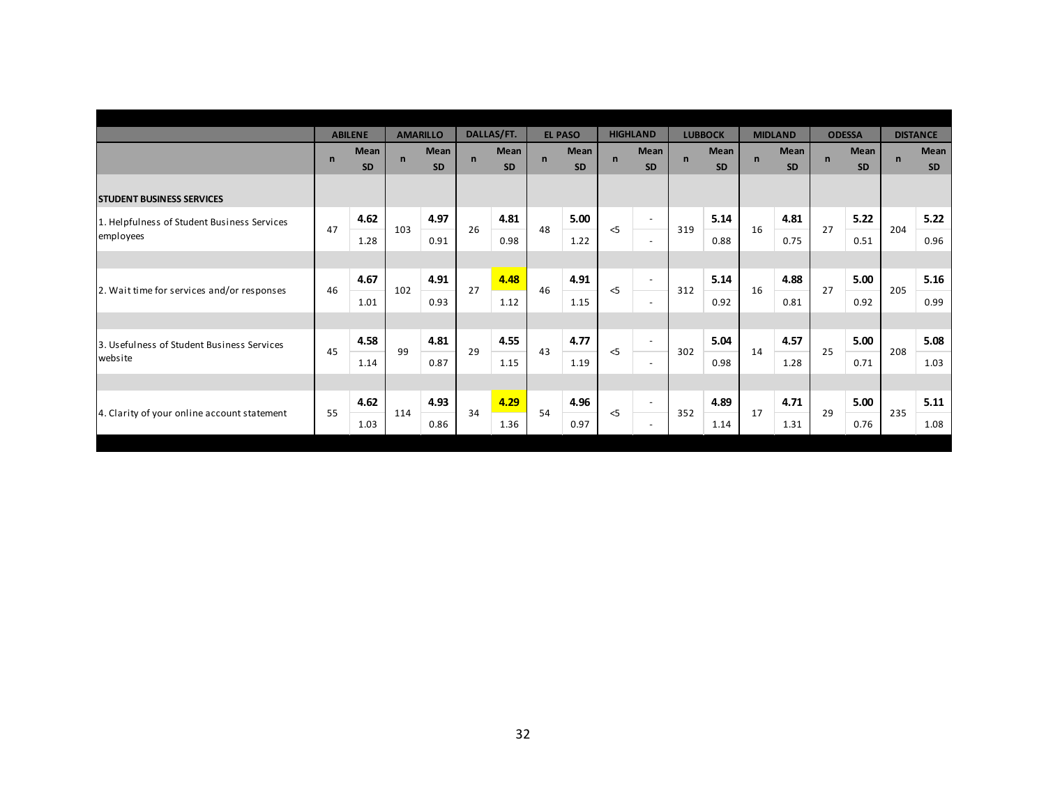| | ABILENE | | AMARILLO | | DALLAS/FT. | | EL PASO | | HIGHLAND | | LUBBOCK | | MIDLAND | | ODESSA | | DISTANCE | |
|---|---|---|---|---|---|---|---|---|---|---|---|---|---|---|---|---|---|---|
| | n | Mean / SD | n | Mean / SD | n | Mean / SD | n | Mean / SD | n | Mean / SD | n | Mean / SD | n | Mean / SD | n | Mean / SD | n | Mean / SD |
| **STUDENT BUSINESS SERVICES** | | | | | | | | | | | | | | | | | | |
| 1. Helpfulness of Student Business Services employees | 47 | **4.62** / 1.28 | 103 | **4.97** / 0.91 | 26 | **4.81** / 0.98 | 48 | **5.00** / 1.22 | <5 | - / - | 319 | **5.14** / 0.88 | 16 | **4.81** / 0.75 | 27 | **5.22** / 0.51 | 204 | **5.22** / 0.96 |
| 2. Wait time for services and/or responses | 46 | **4.67** / 1.01 | 102 | **4.91** / 0.93 | 27 | **4.48** / 1.12 | 46 | **4.91** / 1.15 | <5 | - / - | 312 | **5.14** / 0.92 | 16 | **4.88** / 0.81 | 27 | **5.00** / 0.92 | 205 | **5.16** / 0.99 |
| 3. Usefulness of Student Business Services website | 45 | **4.58** / 1.14 | 99 | **4.81** / 0.87 | 29 | **4.55** / 1.15 | 43 | **4.77** / 1.19 | <5 | - / - | 302 | **5.04** / 0.98 | 14 | **4.57** / 1.28 | 25 | **5.00** / 0.71 | 208 | **5.08** / 1.03 |
| 4. Clarity of your online account statement | 55 | **4.62** / 1.03 | 114 | **4.93** / 0.86 | 34 | **4.29** / 1.36 | 54 | **4.96** / 0.97 | <5 | - / - | 352 | **4.89** / 1.14 | 17 | **4.71** / 1.31 | 29 | **5.00** / 0.76 | 235 | **5.11** / 1.08 |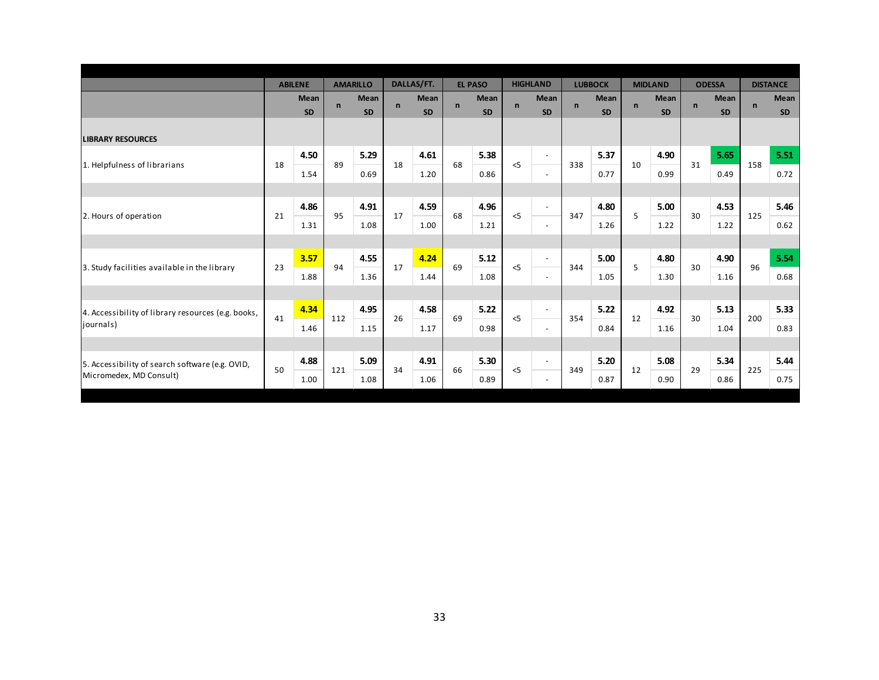| | ABILENE | | AMARILLO | | DALLAS/FT. | | EL PASO | | HIGHLAND | | LUBBOCK | | MIDLAND | | ODESSA | | DISTANCE | |
|---|---|---|---|---|---|---|---|---|---|---|---|---|---|---|---|---|---|---|
| | n | Mean / SD | n | Mean / SD | n | Mean / SD | n | Mean / SD | n | Mean / SD | n | Mean / SD | n | Mean / SD | n | Mean / SD | n | Mean / SD |
| **LIBRARY RESOURCES** | | | | | | | | | | | | | | | | | | |
| 1. Helpfulness of librarians | 18 | **4.50** / 1.54 | 89 | **5.29** / 0.69 | 18 | **4.61** / 1.20 | 68 | **5.38** / 0.86 | <5 | - / - | 338 | **5.37** / 0.77 | 10 | **4.90** / 0.99 | 31 | **5.65** / 0.49 | 158 | **5.51** / 0.72 |
| 2. Hours of operation | 21 | **4.86** / 1.31 | 95 | **4.91** / 1.08 | 17 | **4.59** / 1.00 | 68 | **4.96** / 1.21 | <5 | - / - | 347 | **4.80** / 1.26 | 5 | **5.00** / 1.22 | 30 | **4.53** / 1.22 | 125 | **5.46** / 0.62 |
| 3. Study facilities available in the library | 23 | **3.57** / 1.88 | 94 | **4.55** / 1.36 | 17 | **4.24** / 1.44 | 69 | **5.12** / 1.08 | <5 | - / - | 344 | **5.00** / 1.05 | 5 | **4.80** / 1.30 | 30 | **4.90** / 1.16 | 96 | **5.54** / 0.68 |
| 4. Accessibility of library resources (e.g. books, journals) | 41 | **4.34** / 1.46 | 112 | **4.95** / 1.15 | 26 | **4.58** / 1.17 | 69 | **5.22** / 0.98 | <5 | - / - | 354 | **5.22** / 0.84 | 12 | **4.92** / 1.16 | 30 | **5.13** / 1.04 | 200 | **5.33** / 0.83 |
| 5. Accessibility of search software (e.g. OVID, Micromedex, MD Consult) | 50 | **4.88** / 1.00 | 121 | **5.09** / 1.08 | 34 | **4.91** / 1.06 | 66 | **5.30** / 0.89 | <5 | - / - | 349 | **5.20** / 0.87 | 12 | **5.08** / 0.90 | 29 | **5.34** / 0.86 | 225 | **5.44** / 0.75 |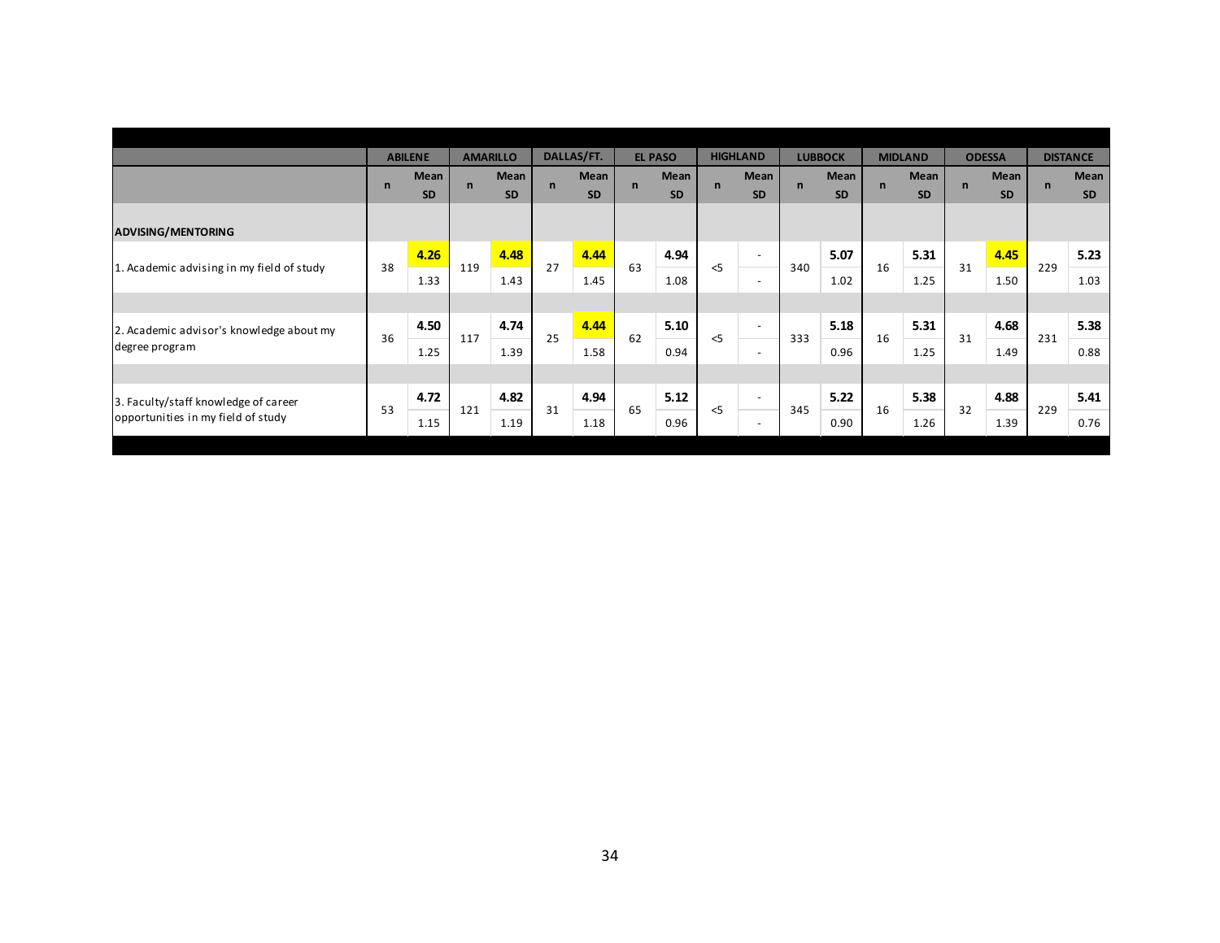| | ABILENE | | AMARILLO | | DALLAS/FT. | | EL PASO | | HIGHLAND | | LUBBOCK | | MIDLAND | | ODESSA | | DISTANCE | |
|---|---|---|---|---|---|---|---|---|---|---|---|---|---|---|---|---|---|---|
| | n | Mean / SD | n | Mean / SD | n | Mean / SD | n | Mean / SD | n | Mean / SD | n | Mean / SD | n | Mean / SD | n | Mean / SD | n | Mean / SD |
| **ADVISING/MENTORING** | | | | | | | | | | | | | | | | | | |
| 1. Academic advising in my field of study | 38 | **4.26** / 1.33 | 119 | **4.48** / 1.43 | 27 | **4.44** / 1.45 | 63 | **4.94** / 1.08 | <5 | - / - | 340 | **5.07** / 1.02 | 16 | **5.31** / 1.25 | 31 | **4.45** / 1.50 | 229 | **5.23** / 1.03 |
| 2. Academic advisor's knowledge about my degree program | 36 | **4.50** / 1.25 | 117 | **4.74** / 1.39 | 25 | **4.44** / 1.58 | 62 | **5.10** / 0.94 | <5 | - / - | 333 | **5.18** / 0.96 | 16 | **5.31** / 1.25 | 31 | **4.68** / 1.49 | 231 | **5.38** / 0.88 |
| 3. Faculty/staff knowledge of career opportunities in my field of study | 53 | **4.72** / 1.15 | 121 | **4.82** / 1.19 | 31 | **4.94** / 1.18 | 65 | **5.12** / 0.96 | <5 | - / - | 345 | **5.22** / 0.90 | 16 | **5.38** / 1.26 | 32 | **4.88** / 1.39 | 229 | **5.41** / 0.76 |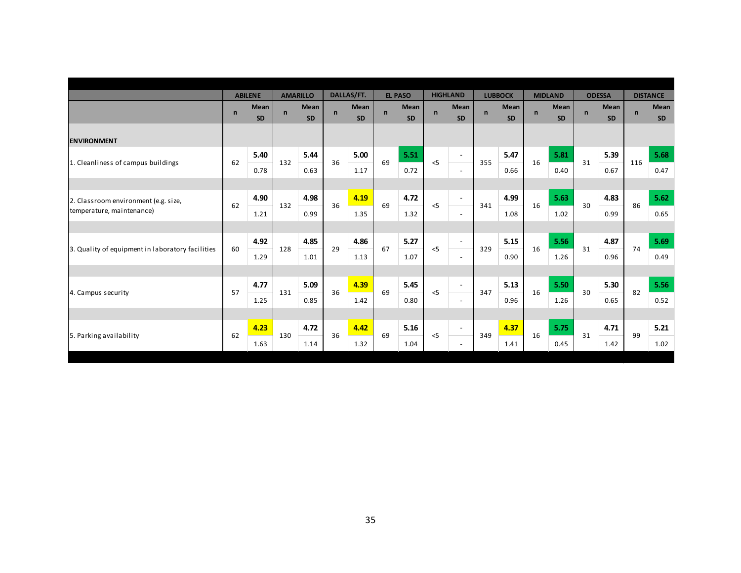| | ABILENE | | AMARILLO | | DALLAS/FT. | | EL PASO | | HIGHLAND | | LUBBOCK | | MIDLAND | | ODESSA | | DISTANCE | |
|---|---|---|---|---|---|---|---|---|---|---|---|---|---|---|---|---|---|---|
| | n | Mean / SD | n | Mean / SD | n | Mean / SD | n | Mean / SD | n | Mean / SD | n | Mean / SD | n | Mean / SD | n | Mean / SD | n | Mean / SD |
| **ENVIRONMENT** | | | | | | | | | | | | | | | | | | |
| 1. Cleanliness of campus buildings | 62 | **5.40** / 0.78 | 132 | **5.44** / 0.63 | 36 | **5.00** / 1.17 | 69 | **5.51** / 0.72 | <5 | - / - | 355 | **5.47** / 0.66 | 16 | **5.81** / 0.40 | 31 | **5.39** / 0.67 | 116 | **5.68** / 0.47 |
| 2. Classroom environment (e.g. size, temperature, maintenance) | 62 | **4.90** / 1.21 | 132 | **4.98** / 0.99 | 36 | **4.19** / 1.35 | 69 | **4.72** / 1.32 | <5 | - / - | 341 | **4.99** / 1.08 | 16 | **5.63** / 1.02 | 30 | **4.83** / 0.99 | 86 | **5.62** / 0.65 |
| 3. Quality of equipment in laboratory facilities | 60 | **4.92** / 1.29 | 128 | **4.85** / 1.01 | 29 | **4.86** / 1.13 | 67 | **5.27** / 1.07 | <5 | - / - | 329 | **5.15** / 0.90 | 16 | **5.56** / 1.26 | 31 | **4.87** / 0.96 | 74 | **5.69** / 0.49 |
| 4. Campus security | 57 | **4.77** / 1.25 | 131 | **5.09** / 0.85 | 36 | **4.39** / 1.42 | 69 | **5.45** / 0.80 | <5 | - / - | 347 | **5.13** / 0.96 | 16 | **5.50** / 1.26 | 30 | **5.30** / 0.65 | 82 | **5.56** / 0.52 |
| 5. Parking availability | 62 | **4.23** / 1.63 | 130 | **4.72** / 1.14 | 36 | **4.42** / 1.32 | 69 | **5.16** / 1.04 | <5 | - / - | 349 | **4.37** / 1.41 | 16 | **5.75** / 0.45 | 31 | **4.71** / 1.42 | 99 | **5.21** / 1.02 |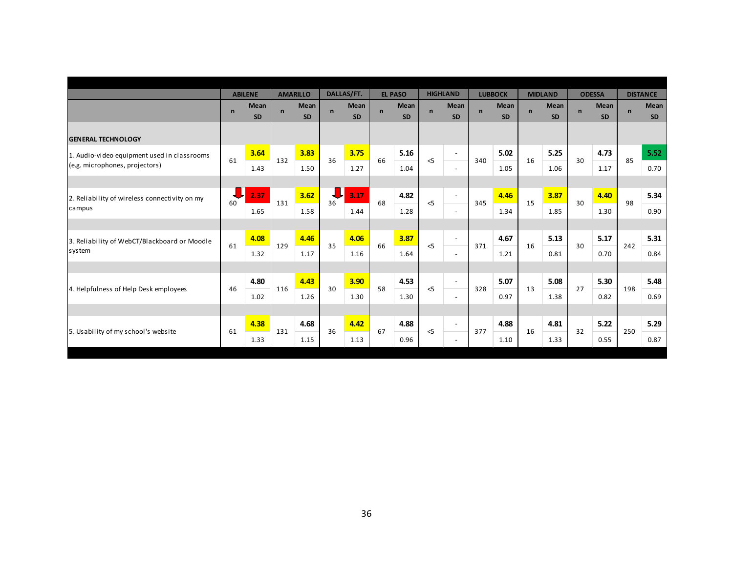| | ABILENE | | AMARILLO | | DALLAS/FT. | | EL PASO | | HIGHLAND | | LUBBOCK | | MIDLAND | | ODESSA | | DISTANCE | |
|---|---|---|---|---|---|---|---|---|---|---|---|---|---|---|---|---|---|---|
| | n | Mean SD | n | Mean SD | n | Mean SD | n | Mean SD | n | Mean SD | n | Mean SD | n | Mean SD | n | Mean SD | n | Mean SD |
| **GENERAL TECHNOLOGY** | | | | | | | | | | | | | | | | | | |
| 1. Audio-video equipment used in classrooms (e.g. microphones, projectors) | 61 | **3.64** 1.43 | 132 | **3.83** 1.50 | 36 | **3.75** 1.27 | 66 | **5.16** 1.04 | <5 | - - | 340 | **5.02** 1.05 | 16 | **5.25** 1.06 | 30 | **4.73** 1.17 | 85 | **5.52** 0.70 |
| 2. Reliability of wireless connectivity on my campus | 60 | **2.37** 1.65 | 131 | **3.62** 1.58 | 36 | **3.17** 1.44 | 68 | **4.82** 1.28 | <5 | - - | 345 | **4.46** 1.34 | 15 | **3.87** 1.85 | 30 | **4.40** 1.30 | 98 | **5.34** 0.90 |
| 3. Reliability of WebCT/Blackboard or Moodle system | 61 | **4.08** 1.32 | 129 | **4.46** 1.17 | 35 | **4.06** 1.16 | 66 | **3.87** 1.64 | <5 | - - | 371 | **4.67** 1.21 | 16 | **5.13** 0.81 | 30 | **5.17** 0.70 | 242 | **5.31** 0.84 |
| 4. Helpfulness of Help Desk employees | 46 | **4.80** 1.02 | 116 | **4.43** 1.26 | 30 | **3.90** 1.30 | 58 | **4.53** 1.30 | <5 | - - | 328 | **5.07** 0.97 | 13 | **5.08** 1.38 | 27 | **5.30** 0.82 | 198 | **5.48** 0.69 |
| 5. Usability of my school's website | 61 | **4.38** 1.33 | 131 | **4.68** 1.15 | 36 | **4.42** 1.13 | 67 | **4.88** 0.96 | <5 | - - | 377 | **4.88** 1.10 | 16 | **4.81** 1.33 | 32 | **5.22** 0.55 | 250 | **5.29** 0.87 |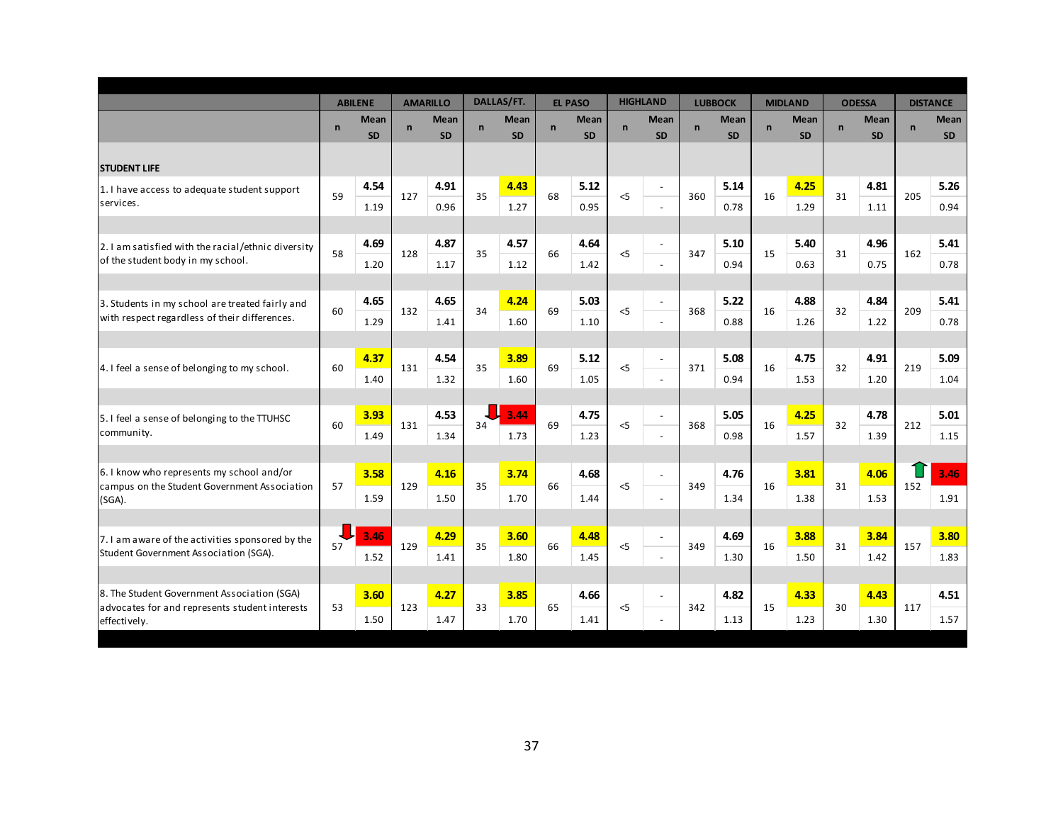| | ABILENE | | AMARILLO | | DALLAS/FT. | | EL PASO | | HIGHLAND | | LUBBOCK | | MIDLAND | | ODESSA | | DISTANCE | |
|---|---|---|---|---|---|---|---|---|---|---|---|---|---|---|---|---|---|---|
| | n | Mean<br>SD | n | Mean<br>SD | n | Mean<br>SD | n | Mean<br>SD | n | Mean<br>SD | n | Mean<br>SD | n | Mean<br>SD | n | Mean<br>SD | n | Mean<br>SD |
| **STUDENT LIFE** | | | | | | | | | | | | | | | | | | |
| 1. I have access to adequate student support services. | 59 | **4.54**<br>1.19 | 127 | **4.91**<br>0.96 | 35 | **4.43**<br>1.27 | 68 | **5.12**<br>0.95 | <5 | -<br>- | 360 | **5.14**<br>0.78 | 16 | **4.25**<br>1.29 | 31 | **4.81**<br>1.11 | 205 | **5.26**<br>0.94 |
| 2. I am satisfied with the racial/ethnic diversity of the student body in my school. | 58 | **4.69**<br>1.20 | 128 | **4.87**<br>1.17 | 35 | **4.57**<br>1.12 | 66 | **4.64**<br>1.42 | <5 | -<br>- | 347 | **5.10**<br>0.94 | 15 | **5.40**<br>0.63 | 31 | **4.96**<br>0.75 | 162 | **5.41**<br>0.78 |
| 3. Students in my school are treated fairly and with respect regardless of their differences. | 60 | **4.65**<br>1.29 | 132 | **4.65**<br>1.41 | 34 | **4.24**<br>1.60 | 69 | **5.03**<br>1.10 | <5 | -<br>- | 368 | **5.22**<br>0.88 | 16 | **4.88**<br>1.26 | 32 | **4.84**<br>1.22 | 209 | **5.41**<br>0.78 |
| 4. I feel a sense of belonging to my school. | 60 | **4.37**<br>1.40 | 131 | **4.54**<br>1.32 | 35 | **3.89**<br>1.60 | 69 | **5.12**<br>1.05 | <5 | -<br>- | 371 | **5.08**<br>0.94 | 16 | **4.75**<br>1.53 | 32 | **4.91**<br>1.20 | 219 | **5.09**<br>1.04 |
| 5. I feel a sense of belonging to the TTUHSC community. | 60 | **3.93**<br>1.49 | 131 | **4.53**<br>1.34 | 34 | **3.44**<br>1.73 | 69 | **4.75**<br>1.23 | <5 | -<br>- | 368 | **5.05**<br>0.98 | 16 | **4.25**<br>1.57 | 32 | **4.78**<br>1.39 | 212 | **5.01**<br>1.15 |
| 6. I know who represents my school and/or campus on the Student Government Association (SGA). | 57 | **3.58**<br>1.59 | 129 | **4.16**<br>1.50 | 35 | **3.74**<br>1.70 | 66 | **4.68**<br>1.44 | <5 | -<br>- | 349 | **4.76**<br>1.34 | 16 | **3.81**<br>1.38 | 31 | **4.06**<br>1.53 | 152 | **3.46**<br>1.91 |
| 7. I am aware of the activities sponsored by the Student Government Association (SGA). | 57 | **3.46**<br>1.52 | 129 | **4.29**<br>1.41 | 35 | **3.60**<br>1.80 | 66 | **4.48**<br>1.45 | <5 | -<br>- | 349 | **4.69**<br>1.30 | 16 | **3.88**<br>1.50 | 31 | **3.84**<br>1.42 | 157 | **3.80**<br>1.83 |
| 8. The Student Government Association (SGA) advocates for and represents student interests effectively. | 53 | **3.60**<br>1.50 | 123 | **4.27**<br>1.47 | 33 | **3.85**<br>1.70 | 65 | **4.66**<br>1.41 | <5 | -<br>- | 342 | **4.82**<br>1.13 | 15 | **4.33**<br>1.23 | 30 | **4.43**<br>1.30 | 117 | **4.51**<br>1.57 |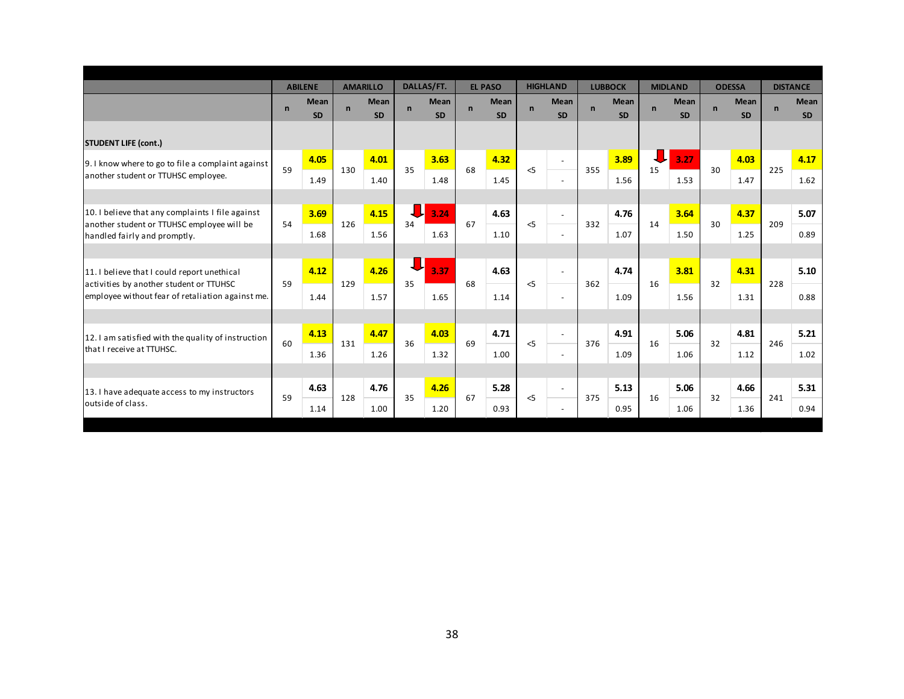| | ABILENE | | | AMARILLO | | | DALLAS/FT. | | | EL PASO | | | HIGHLAND | | | LUBBOCK | | | MIDLAND | | | ODESSA | | | DISTANCE | | |
|---|---|---|---|---|---|---|---|---|---|---|---|---|---|---|---|---|---|---|---|---|---|---|---|---|---|---|---|
| | n | Mean | SD | n | Mean | SD | n | Mean | SD | n | Mean | SD | n | Mean | SD | n | Mean | SD | n | Mean | SD | n | Mean | SD | n | Mean | SD |
| **STUDENT LIFE (cont.)** | | | | | | | | | | | | | | | | | | | | | | | | | | | |
| 9. I know where to go to file a complaint against another student or TTUHSC employee. | 59 | 4.05 | 1.49 | 130 | 4.01 | 1.40 | 35 | 3.63 | 1.48 | 68 | 4.32 | 1.45 | <5 | - | - | 355 | 3.89 | 1.56 | 15 | 3.27 | 1.53 | 30 | 4.03 | 1.47 | 225 | 4.17 | 1.62 |
| 10. I believe that any complaints I file against another student or TTUHSC employee will be handled fairly and promptly. | 54 | 3.69 | 1.68 | 126 | 4.15 | 1.56 | 34 | 3.24 | 1.63 | 67 | 4.63 | 1.10 | <5 | - | - | 332 | 4.76 | 1.07 | 14 | 3.64 | 1.50 | 30 | 4.37 | 1.25 | 209 | 5.07 | 0.89 |
| 11. I believe that I could report unethical activities by another student or TTUHSC employee without fear of retaliation against me. | 59 | 4.12 | 1.44 | 129 | 4.26 | 1.57 | 35 | 3.37 | 1.65 | 68 | 4.63 | 1.14 | <5 | - | - | 362 | 4.74 | 1.09 | 16 | 3.81 | 1.56 | 32 | 4.31 | 1.31 | 228 | 5.10 | 0.88 |
| 12. I am satisfied with the quality of instruction that I receive at TTUHSC. | 60 | 4.13 | 1.36 | 131 | 4.47 | 1.26 | 36 | 4.03 | 1.32 | 69 | 4.71 | 1.00 | <5 | - | - | 376 | 4.91 | 1.09 | 16 | 5.06 | 1.06 | 32 | 4.81 | 1.12 | 246 | 5.21 | 1.02 |
| 13. I have adequate access to my instructors outside of class. | 59 | 4.63 | 1.14 | 128 | 4.76 | 1.00 | 35 | 4.26 | 1.20 | 67 | 5.28 | 0.93 | <5 | - | - | 375 | 5.13 | 0.95 | 16 | 5.06 | 1.06 | 32 | 4.66 | 1.36 | 241 | 5.31 | 0.94 |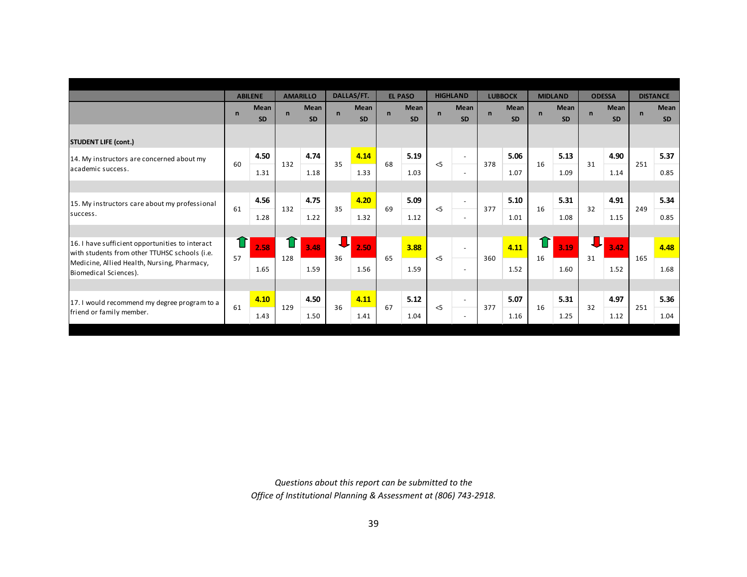| | ABILENE | | AMARILLO | | DALLAS/FT. | | EL PASO | | HIGHLAND | | LUBBOCK | | MIDLAND | | ODESSA | | DISTANCE | |
|---|---|---|---|---|---|---|---|---|---|---|---|---|---|---|---|---|---|---|
| | n | Mean SD | n | Mean SD | n | Mean SD | n | Mean SD | n | Mean SD | n | Mean SD | n | Mean SD | n | Mean SD | n | Mean SD |
| **STUDENT LIFE (cont.)** | | | | | | | | | | | | | | | | | | |
| 14. My instructors are concerned about my academic success. | 60 | **4.50** 1.31 | 132 | **4.74** 1.18 | 35 | **4.14** 1.33 | 68 | **5.19** 1.03 | <5 | - - | 378 | **5.06** 1.07 | 16 | **5.13** 1.09 | 31 | **4.90** 1.14 | 251 | **5.37** 0.85 |
| 15. My instructors care about my professional success. | 61 | **4.56** 1.28 | 132 | **4.75** 1.22 | 35 | **4.20** 1.32 | 69 | **5.09** 1.12 | <5 | - - | 377 | **5.10** 1.01 | 16 | **5.31** 1.08 | 32 | **4.91** 1.15 | 249 | **5.34** 0.85 |
| 16. I have sufficient opportunities to interact with students from other TTUHSC schools (i.e. Medicine, Allied Health, Nursing, Pharmacy, Biomedical Sciences). | 57 | **2.58** 1.65 | 128 | **3.48** 1.59 | 36 | **2.50** 1.56 | 65 | **3.88** 1.59 | <5 | - - | 360 | **4.11** 1.52 | 16 | **3.19** 1.60 | 31 | **3.42** 1.52 | 165 | **4.48** 1.68 |
| 17. I would recommend my degree program to a friend or family member. | 61 | **4.10** 1.43 | 129 | **4.50** 1.50 | 36 | **4.11** 1.41 | 67 | **5.12** 1.04 | <5 | - - | 377 | **5.07** 1.16 | 16 | **5.31** 1.25 | 32 | **4.97** 1.12 | 251 | **5.36** 1.04 |

*Questions about this report can be submitted to the*
*Office of Institutional Planning & Assessment at (806) 743-2918.*